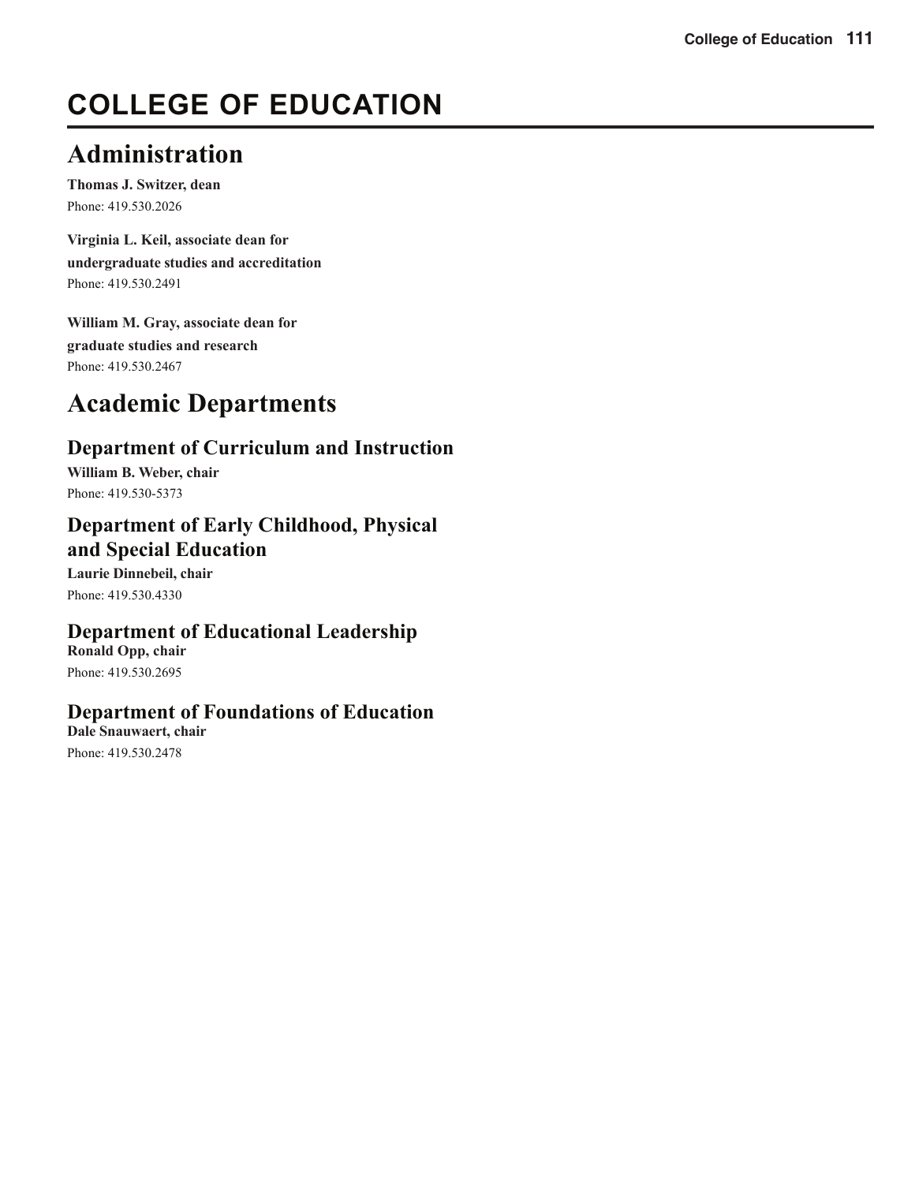# COLLEGE OF EDUCATION

## Administration

**Thomas J. Switzer, dean**
Phone: 419.530.2026

**Virginia L. Keil, associate dean for undergraduate studies and accreditation**
Phone: 419.530.2491

**William M. Gray, associate dean for graduate studies and research**
Phone: 419.530.2467

## Academic Departments

### Department of Curriculum and Instruction

**William B. Weber, chair**
Phone: 419.530-5373

### Department of Early Childhood, Physical and Special Education

**Laurie Dinnebeil, chair**
Phone: 419.530.4330

### Department of Educational Leadership

**Ronald Opp, chair**
Phone: 419.530.2695

### Department of Foundations of Education

**Dale Snauwaert, chair**
Phone: 419.530.2478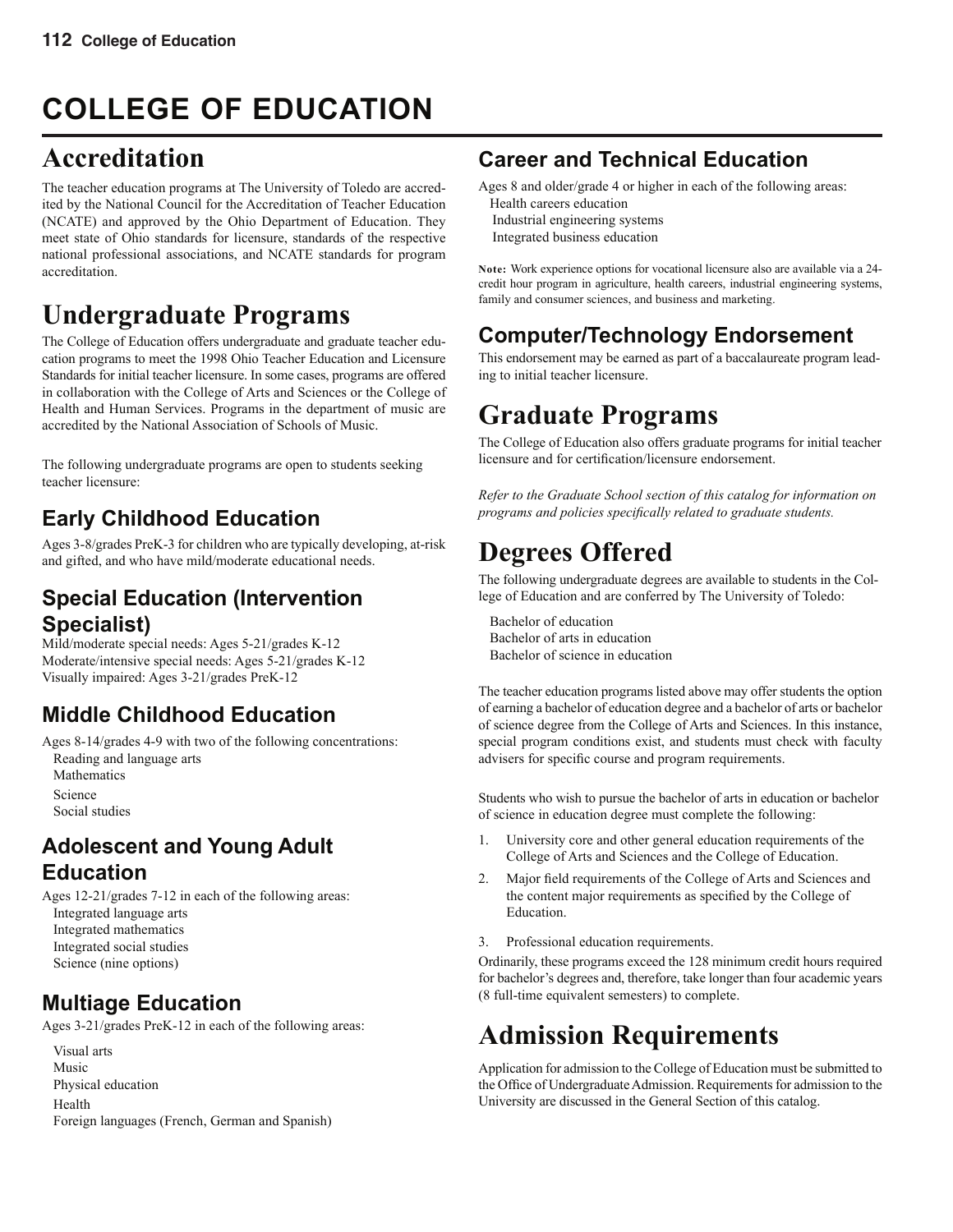# COLLEGE OF EDUCATION

## Accreditation

The teacher education programs at The University of Toledo are accredited by the National Council for the Accreditation of Teacher Education (NCATE) and approved by the Ohio Department of Education. They meet state of Ohio standards for licensure, standards of the respective national professional associations, and NCATE standards for program accreditation.

## Undergraduate Programs

The College of Education offers undergraduate and graduate teacher education programs to meet the 1998 Ohio Teacher Education and Licensure Standards for initial teacher licensure. In some cases, programs are offered in collaboration with the College of Arts and Sciences or the College of Health and Human Services. Programs in the department of music are accredited by the National Association of Schools of Music.

The following undergraduate programs are open to students seeking teacher licensure:

### Early Childhood Education

Ages 3-8/grades PreK-3 for children who are typically developing, at-risk and gifted, and who have mild/moderate educational needs.

### Special Education (Intervention Specialist)

Mild/moderate special needs: Ages 5-21/grades K-12
Moderate/intensive special needs: Ages 5-21/grades K-12
Visually impaired: Ages 3-21/grades PreK-12

### Middle Childhood Education

Ages 8-14/grades 4-9 with two of the following concentrations:

- Reading and language arts
- Mathematics
- Science
- Social studies

### Adolescent and Young Adult Education

Ages 12-21/grades 7-12 in each of the following areas:

- Integrated language arts
- Integrated mathematics
- Integrated social studies
- Science (nine options)

### Multiage Education

Ages 3-21/grades PreK-12 in each of the following areas:

- Visual arts
- Music
- Physical education
- Health
- Foreign languages (French, German and Spanish)

### Career and Technical Education

Ages 8 and older/grade 4 or higher in each of the following areas:

- Health careers education
- Industrial engineering systems
- Integrated business education

**Note:** Work experience options for vocational licensure also are available via a 24-credit hour program in agriculture, health careers, industrial engineering systems, family and consumer sciences, and business and marketing.

### Computer/Technology Endorsement

This endorsement may be earned as part of a baccalaureate program leading to initial teacher licensure.

## Graduate Programs

The College of Education also offers graduate programs for initial teacher licensure and for certification/licensure endorsement.

*Refer to the Graduate School section of this catalog for information on programs and policies specifically related to graduate students.*

## Degrees Offered

The following undergraduate degrees are available to students in the College of Education and are conferred by The University of Toledo:

- Bachelor of education
- Bachelor of arts in education
- Bachelor of science in education

The teacher education programs listed above may offer students the option of earning a bachelor of education degree and a bachelor of arts or bachelor of science degree from the College of Arts and Sciences. In this instance, special program conditions exist, and students must check with faculty advisers for specific course and program requirements.

Students who wish to pursue the bachelor of arts in education or bachelor of science in education degree must complete the following:

1. University core and other general education requirements of the College of Arts and Sciences and the College of Education.
2. Major field requirements of the College of Arts and Sciences and the content major requirements as specified by the College of Education.
3. Professional education requirements.

Ordinarily, these programs exceed the 128 minimum credit hours required for bachelor's degrees and, therefore, take longer than four academic years (8 full-time equivalent semesters) to complete.

## Admission Requirements

Application for admission to the College of Education must be submitted to the Office of Undergraduate Admission. Requirements for admission to the University are discussed in the General Section of this catalog.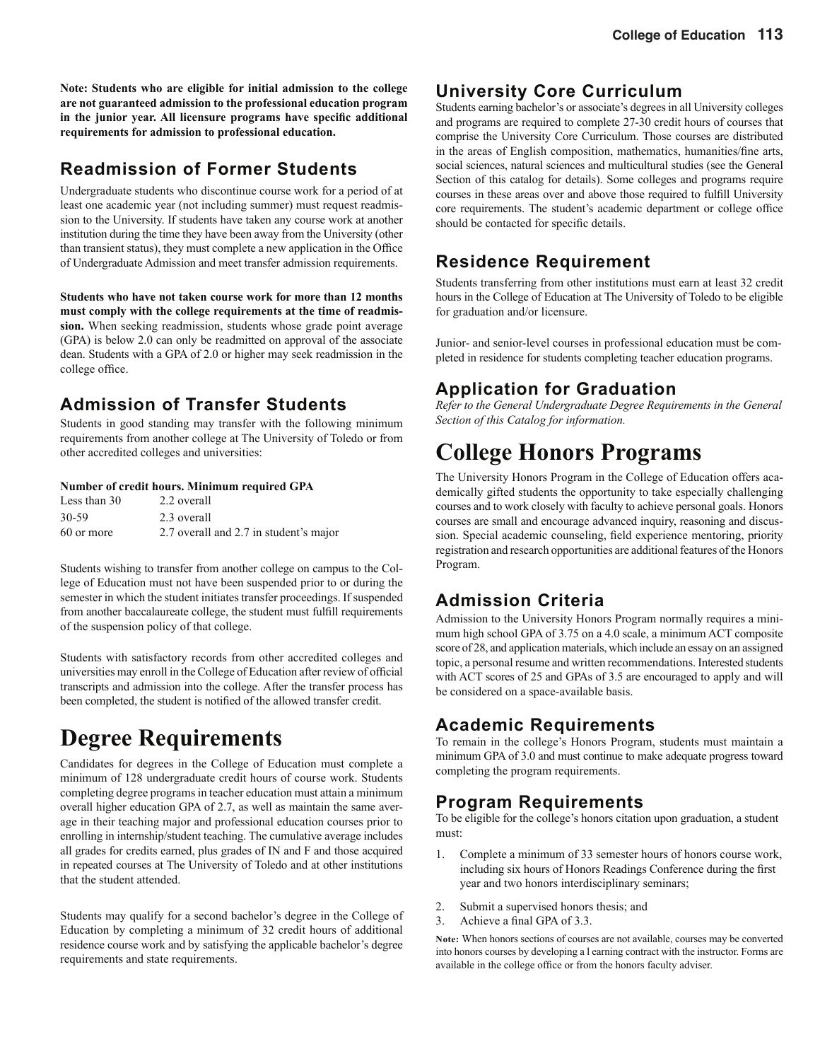**Note: Students who are eligible for initial admission to the college are not guaranteed admission to the professional education program in the junior year. All licensure programs have specific additional requirements for admission to professional education.**

## Readmission of Former Students

Undergraduate students who discontinue course work for a period of at least one academic year (not including summer) must request readmission to the University. If students have taken any course work at another institution during the time they have been away from the University (other than transient status), they must complete a new application in the Office of Undergraduate Admission and meet transfer admission requirements.

**Students who have not taken course work for more than 12 months must comply with the college requirements at the time of readmission.** When seeking readmission, students whose grade point average (GPA) is below 2.0 can only be readmitted on approval of the associate dean. Students with a GPA of 2.0 or higher may seek readmission in the college office.

## Admission of Transfer Students

Students in good standing may transfer with the following minimum requirements from another college at The University of Toledo or from other accredited colleges and universities:

| Number of credit hours. | Minimum required GPA |
|---|---|
| Less than 30 | 2.2 overall |
| 30-59 | 2.3 overall |
| 60 or more | 2.7 overall and 2.7 in student's major |

Students wishing to transfer from another college on campus to the College of Education must not have been suspended prior to or during the semester in which the student initiates transfer proceedings. If suspended from another baccalaureate college, the student must fulfill requirements of the suspension policy of that college.

Students with satisfactory records from other accredited colleges and universities may enroll in the College of Education after review of official transcripts and admission into the college. After the transfer process has been completed, the student is notified of the allowed transfer credit.

# Degree Requirements

Candidates for degrees in the College of Education must complete a minimum of 128 undergraduate credit hours of course work. Students completing degree programs in teacher education must attain a minimum overall higher education GPA of 2.7, as well as maintain the same average in their teaching major and professional education courses prior to enrolling in internship/student teaching. The cumulative average includes all grades for credits earned, plus grades of IN and F and those acquired in repeated courses at The University of Toledo and at other institutions that the student attended.

Students may qualify for a second bachelor's degree in the College of Education by completing a minimum of 32 credit hours of additional residence course work and by satisfying the applicable bachelor's degree requirements and state requirements.

## University Core Curriculum

Students earning bachelor's or associate's degrees in all University colleges and programs are required to complete 27-30 credit hours of courses that comprise the University Core Curriculum. Those courses are distributed in the areas of English composition, mathematics, humanities/fine arts, social sciences, natural sciences and multicultural studies (see the General Section of this catalog for details). Some colleges and programs require courses in these areas over and above those required to fulfill University core requirements. The student's academic department or college office should be contacted for specific details.

## Residence Requirement

Students transferring from other institutions must earn at least 32 credit hours in the College of Education at The University of Toledo to be eligible for graduation and/or licensure.

Junior- and senior-level courses in professional education must be completed in residence for students completing teacher education programs.

## Application for Graduation

*Refer to the General Undergraduate Degree Requirements in the General Section of this Catalog for information.*

# College Honors Programs

The University Honors Program in the College of Education offers academically gifted students the opportunity to take especially challenging courses and to work closely with faculty to achieve personal goals. Honors courses are small and encourage advanced inquiry, reasoning and discussion. Special academic counseling, field experience mentoring, priority registration and research opportunities are additional features of the Honors Program.

## Admission Criteria

Admission to the University Honors Program normally requires a minimum high school GPA of 3.75 on a 4.0 scale, a minimum ACT composite score of 28, and application materials, which include an essay on an assigned topic, a personal resume and written recommendations. Interested students with ACT scores of 25 and GPAs of 3.5 are encouraged to apply and will be considered on a space-available basis.

## Academic Requirements

To remain in the college's Honors Program, students must maintain a minimum GPA of 3.0 and must continue to make adequate progress toward completing the program requirements.

## Program Requirements

To be eligible for the college's honors citation upon graduation, a student must:

1. Complete a minimum of 33 semester hours of honors course work, including six hours of Honors Readings Conference during the first year and two honors interdisciplinary seminars;
2. Submit a supervised honors thesis; and
3. Achieve a final GPA of 3.3.

**Note:** When honors sections of courses are not available, courses may be converted into honors courses by developing a l earning contract with the instructor. Forms are available in the college office or from the honors faculty adviser.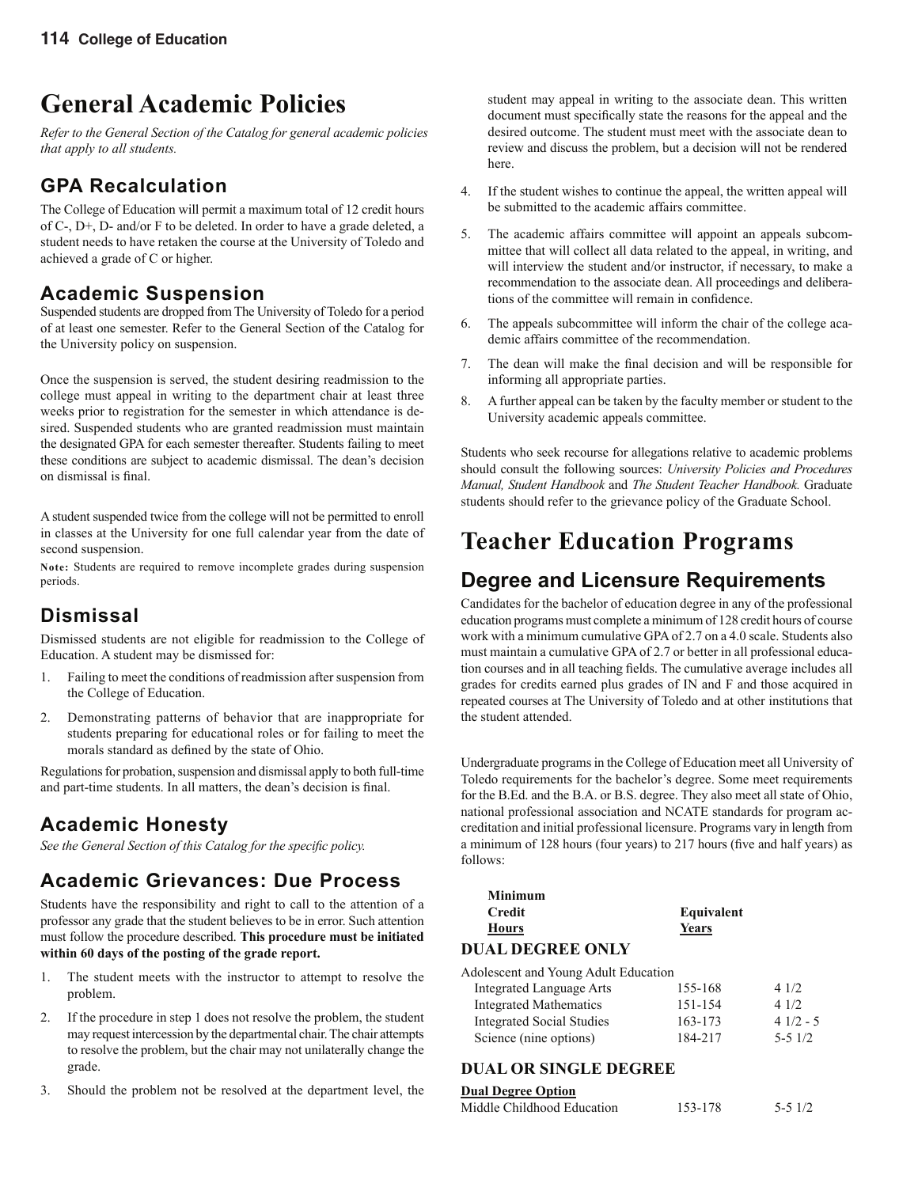# General Academic Policies

*Refer to the General Section of the Catalog for general academic policies that apply to all students.*

## GPA Recalculation

The College of Education will permit a maximum total of 12 credit hours of C-, D+, D- and/or F to be deleted. In order to have a grade deleted, a student needs to have retaken the course at the University of Toledo and achieved a grade of C or higher.

## Academic Suspension

Suspended students are dropped from The University of Toledo for a period of at least one semester. Refer to the General Section of the Catalog for the University policy on suspension.

Once the suspension is served, the student desiring readmission to the college must appeal in writing to the department chair at least three weeks prior to registration for the semester in which attendance is desired. Suspended students who are granted readmission must maintain the designated GPA for each semester thereafter. Students failing to meet these conditions are subject to academic dismissal. The dean's decision on dismissal is final.

A student suspended twice from the college will not be permitted to enroll in classes at the University for one full calendar year from the date of second suspension.

**Note:** Students are required to remove incomplete grades during suspension periods.

## Dismissal

Dismissed students are not eligible for readmission to the College of Education. A student may be dismissed for:

1. Failing to meet the conditions of readmission after suspension from the College of Education.
2. Demonstrating patterns of behavior that are inappropriate for students preparing for educational roles or for failing to meet the morals standard as defined by the state of Ohio.

Regulations for probation, suspension and dismissal apply to both full-time and part-time students. In all matters, the dean's decision is final.

## Academic Honesty

*See the General Section of this Catalog for the specific policy.*

## Academic Grievances: Due Process

Students have the responsibility and right to call to the attention of a professor any grade that the student believes to be in error. Such attention must follow the procedure described. **This procedure must be initiated within 60 days of the posting of the grade report.**

1. The student meets with the instructor to attempt to resolve the problem.
2. If the procedure in step 1 does not resolve the problem, the student may request intercession by the departmental chair. The chair attempts to resolve the problem, but the chair may not unilaterally change the grade.
3. Should the problem not be resolved at the department level, the student may appeal in writing to the associate dean. This written document must specifically state the reasons for the appeal and the desired outcome. The student must meet with the associate dean to review and discuss the problem, but a decision will not be rendered here.
4. If the student wishes to continue the appeal, the written appeal will be submitted to the academic affairs committee.
5. The academic affairs committee will appoint an appeals subcommittee that will collect all data related to the appeal, in writing, and will interview the student and/or instructor, if necessary, to make a recommendation to the associate dean. All proceedings and deliberations of the committee will remain in confidence.
6. The appeals subcommittee will inform the chair of the college academic affairs committee of the recommendation.
7. The dean will make the final decision and will be responsible for informing all appropriate parties.
8. A further appeal can be taken by the faculty member or student to the University academic appeals committee.

Students who seek recourse for allegations relative to academic problems should consult the following sources: *University Policies and Procedures Manual, Student Handbook* and *The Student Teacher Handbook.* Graduate students should refer to the grievance policy of the Graduate School.

# Teacher Education Programs

## Degree and Licensure Requirements

Candidates for the bachelor of education degree in any of the professional education programs must complete a minimum of 128 credit hours of course work with a minimum cumulative GPA of 2.7 on a 4.0 scale. Students also must maintain a cumulative GPA of 2.7 or better in all professional education courses and in all teaching fields. The cumulative average includes all grades for credits earned plus grades of IN and F and those acquired in repeated courses at The University of Toledo and at other institutions that the student attended.

Undergraduate programs in the College of Education meet all University of Toledo requirements for the bachelor's degree. Some meet requirements for the B.Ed. and the B.A. or B.S. degree. They also meet all state of Ohio, national professional association and NCATE standards for program accreditation and initial professional licensure. Programs vary in length from a minimum of 128 hours (four years) to 217 hours (five and half years) as follows:

| | Minimum Credit Hours | Equivalent Years |
|---|---|---|
| **DUAL DEGREE ONLY** | | |
| Adolescent and Young Adult Education | | |
| Integrated Language Arts | 155-168 | 4 1/2 |
| Integrated Mathematics | 151-154 | 4 1/2 |
| Integrated Social Studies | 163-173 | 4 1/2 - 5 |
| Science (nine options) | 184-217 | 5-5 1/2 |
| **DUAL OR SINGLE DEGREE** | | |
| **Dual Degree Option** | | |
| Middle Childhood Education | 153-178 | 5-5 1/2 |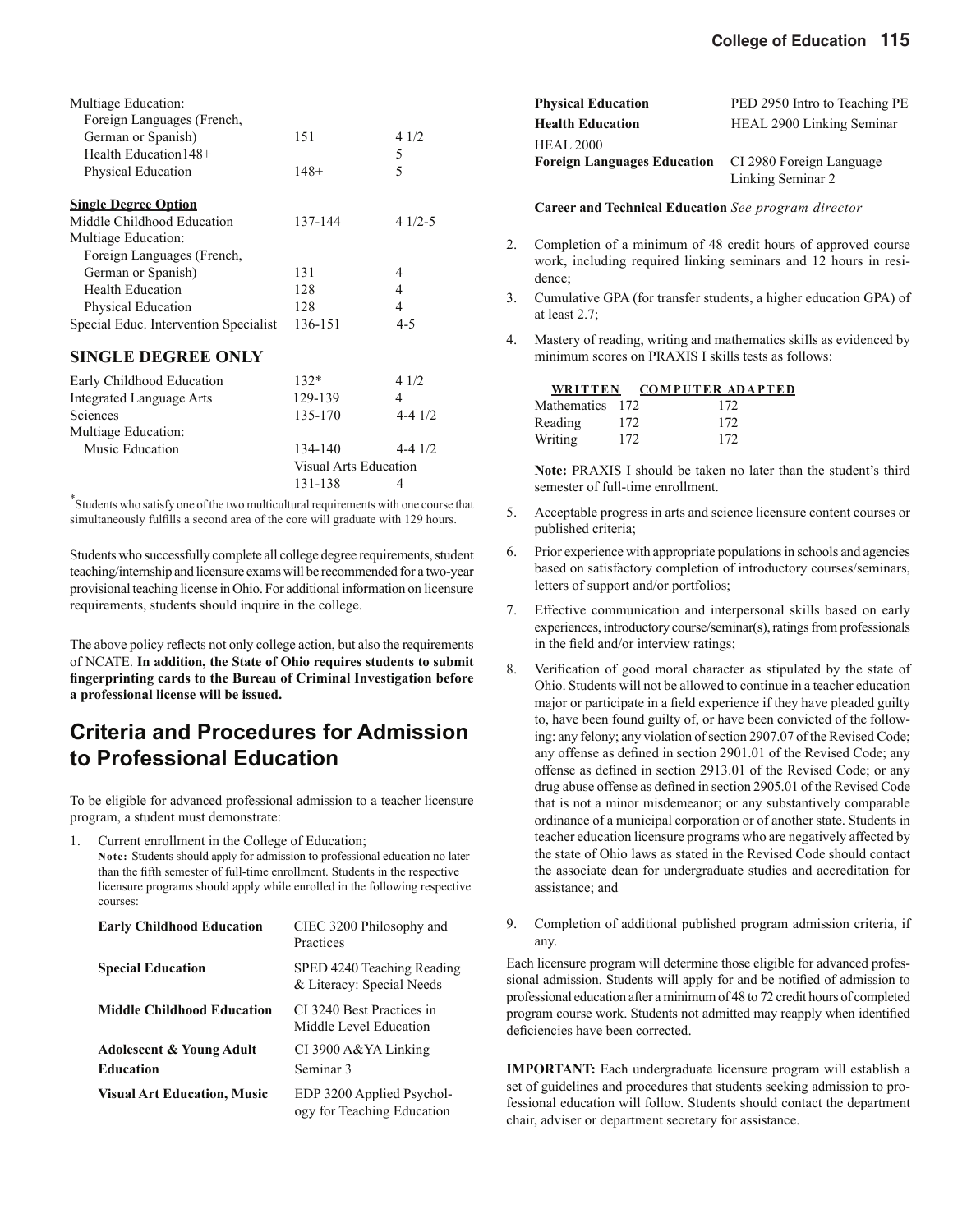| | | |
|---|---|---|
| Multiage Education: | | |
| Foreign Languages (French, German or Spanish) | 151 | 4 1/2 |
| Health Education148+ | | 5 |
| Physical Education | 148+ | 5 |

**Single Degree Option**

| | | |
|---|---|---|
| Middle Childhood Education | 137-144 | 4 1/2-5 |
| Multiage Education: | | |
| Foreign Languages (French, German or Spanish) | 131 | 4 |
| Health Education | 128 | 4 |
| Physical Education | 128 | 4 |
| Special Educ. Intervention Specialist | 136-151 | 4-5 |

## SINGLE DEGREE ONLY

| | | |
|---|---|---|
| Early Childhood Education | 132* | 4 1/2 |
| Integrated Language Arts | 129-139 | 4 |
| Sciences | 135-170 | 4-4 1/2 |
| Multiage Education: | | |
| Music Education | 134-140 | 4-4 1/2 |
| | Visual Arts Education | |
| | 131-138 | 4 |

*Students who satisfy one of the two multicultural requirements with one course that simultaneously fulfills a second area of the core will graduate with 129 hours.

Students who successfully complete all college degree requirements, student teaching/internship and licensure exams will be recommended for a two-year provisional teaching license in Ohio. For additional information on licensure requirements, students should inquire in the college.

The above policy reflects not only college action, but also the requirements of NCATE. **In addition, the State of Ohio requires students to submit fingerprinting cards to the Bureau of Criminal Investigation before a professional license will be issued.**

## Criteria and Procedures for Admission to Professional Education

To be eligible for advanced professional admission to a teacher licensure program, a student must demonstrate:

1. Current enrollment in the College of Education;
   **Note:** Students should apply for admission to professional education no later than the fifth semester of full-time enrollment. Students in the respective licensure programs should apply while enrolled in the following respective courses:

| | |
|---|---|
| **Early Childhood Education** | CIEC 3200 Philosophy and Practices |
| **Special Education** | SPED 4240 Teaching Reading & Literacy: Special Needs |
| **Middle Childhood Education** | CI 3240 Best Practices in Middle Level Education |
| **Adolescent & Young Adult Education** | CI 3900 A&YA Linking Seminar 3 |
| **Visual Art Education, Music** | EDP 3200 Applied Psychology for Teaching Education |
| **Physical Education** | PED 2950 Intro to Teaching PE |
| **Health Education** | HEAL 2900 Linking Seminar |
| HEAL 2000 | |
| **Foreign Languages Education** | CI 2980 Foreign Language Linking Seminar 2 |

**Career and Technical Education** *See program director*

2. Completion of a minimum of 48 credit hours of approved course work, including required linking seminars and 12 hours in residence;
3. Cumulative GPA (for transfer students, a higher education GPA) of at least 2.7;
4. Mastery of reading, writing and mathematics skills as evidenced by minimum scores on PRAXIS I skills tests as follows:

| | WRITTEN | COMPUTER ADAPTED |
|---|---|---|
| Mathematics | 172 | 172 |
| Reading | 172 | 172 |
| Writing | 172 | 172 |

   **Note:** PRAXIS I should be taken no later than the student's third semester of full-time enrollment.

5. Acceptable progress in arts and science licensure content courses or published criteria;
6. Prior experience with appropriate populations in schools and agencies based on satisfactory completion of introductory courses/seminars, letters of support and/or portfolios;
7. Effective communication and interpersonal skills based on early experiences, introductory course/seminar(s), ratings from professionals in the field and/or interview ratings;
8. Verification of good moral character as stipulated by the state of Ohio. Students will not be allowed to continue in a teacher education major or participate in a field experience if they have pleaded guilty to, have been found guilty of, or have been convicted of the following: any felony; any violation of section 2907.07 of the Revised Code; any offense as defined in section 2901.01 of the Revised Code; any offense as defined in section 2913.01 of the Revised Code; or any drug abuse offense as defined in section 2905.01 of the Revised Code that is not a minor misdemeanor; or any substantively comparable ordinance of a municipal corporation or of another state. Students in teacher education licensure programs who are negatively affected by the state of Ohio laws as stated in the Revised Code should contact the associate dean for undergraduate studies and accreditation for assistance; and
9. Completion of additional published program admission criteria, if any.

Each licensure program will determine those eligible for advanced professional admission. Students will apply for and be notified of admission to professional education after a minimum of 48 to 72 credit hours of completed program course work. Students not admitted may reapply when identified deficiencies have been corrected.

**IMPORTANT:** Each undergraduate licensure program will establish a set of guidelines and procedures that students seeking admission to professional education will follow. Students should contact the department chair, adviser or department secretary for assistance.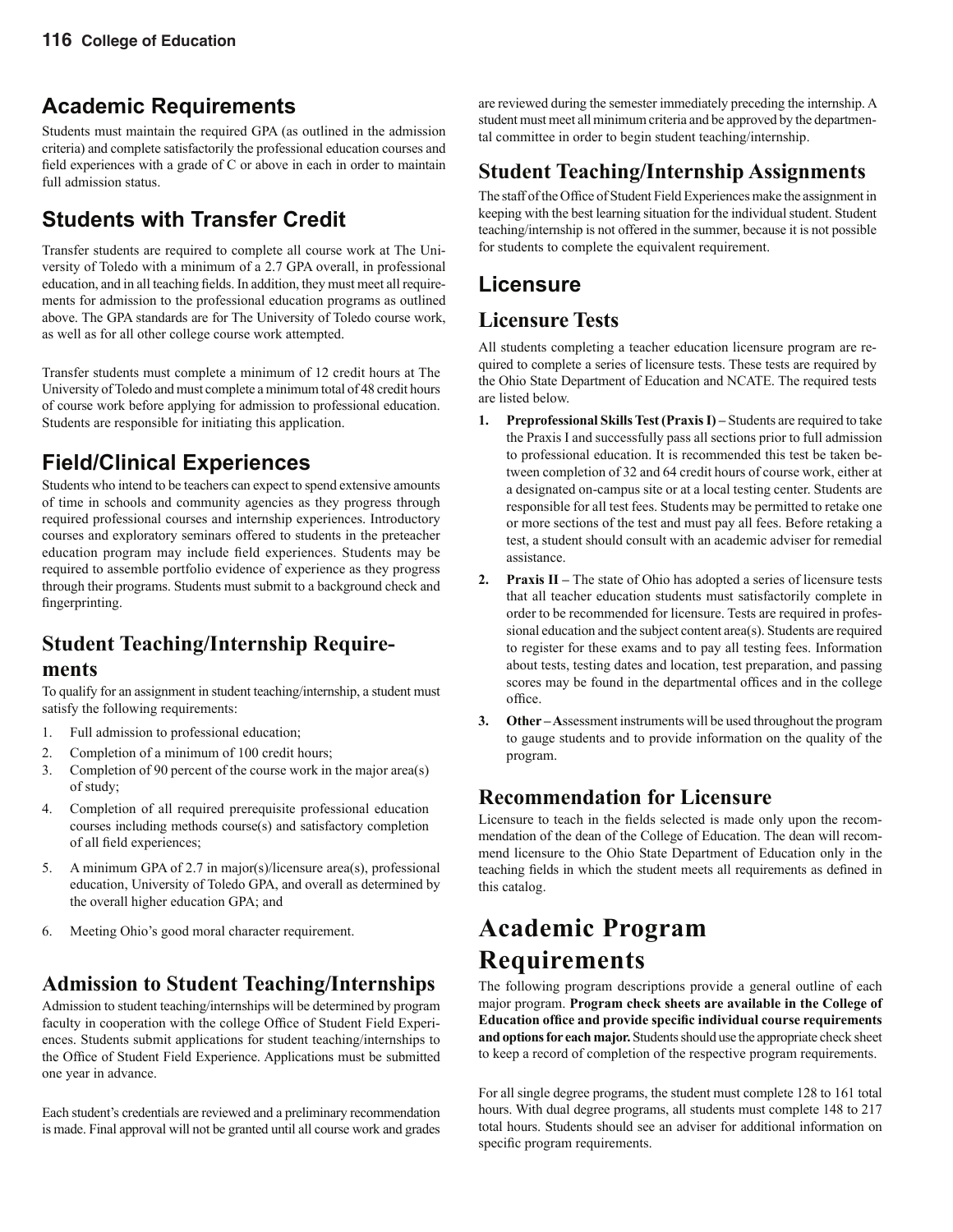## Academic Requirements

Students must maintain the required GPA (as outlined in the admission criteria) and complete satisfactorily the professional education courses and field experiences with a grade of C or above in each in order to maintain full admission status.

## Students with Transfer Credit

Transfer students are required to complete all course work at The University of Toledo with a minimum of a 2.7 GPA overall, in professional education, and in all teaching fields. In addition, they must meet all requirements for admission to the professional education programs as outlined above. The GPA standards are for The University of Toledo course work, as well as for all other college course work attempted.

Transfer students must complete a minimum of 12 credit hours at The University of Toledo and must complete a minimum total of 48 credit hours of course work before applying for admission to professional education. Students are responsible for initiating this application.

## Field/Clinical Experiences

Students who intend to be teachers can expect to spend extensive amounts of time in schools and community agencies as they progress through required professional courses and internship experiences. Introductory courses and exploratory seminars offered to students in the preteacher education program may include field experiences. Students may be required to assemble portfolio evidence of experience as they progress through their programs. Students must submit to a background check and fingerprinting.

## Student Teaching/Internship Requirements

To qualify for an assignment in student teaching/internship, a student must satisfy the following requirements:

1. Full admission to professional education;
2. Completion of a minimum of 100 credit hours;
3. Completion of 90 percent of the course work in the major area(s) of study;
4. Completion of all required prerequisite professional education courses including methods course(s) and satisfactory completion of all field experiences;
5. A minimum GPA of 2.7 in major(s)/licensure area(s), professional education, University of Toledo GPA, and overall as determined by the overall higher education GPA; and
6. Meeting Ohio's good moral character requirement.

## Admission to Student Teaching/Internships

Admission to student teaching/internships will be determined by program faculty in cooperation with the college Office of Student Field Experiences. Students submit applications for student teaching/internships to the Office of Student Field Experience. Applications must be submitted one year in advance.

Each student's credentials are reviewed and a preliminary recommendation is made. Final approval will not be granted until all course work and grades are reviewed during the semester immediately preceding the internship. A student must meet all minimum criteria and be approved by the departmental committee in order to begin student teaching/internship.

## Student Teaching/Internship Assignments

The staff of the Office of Student Field Experiences make the assignment in keeping with the best learning situation for the individual student. Student teaching/internship is not offered in the summer, because it is not possible for students to complete the equivalent requirement.

## Licensure

### Licensure Tests

All students completing a teacher education licensure program are required to complete a series of licensure tests. These tests are required by the Ohio State Department of Education and NCATE. The required tests are listed below.

1. **Preprofessional Skills Test (Praxis I) –** Students are required to take the Praxis I and successfully pass all sections prior to full admission to professional education. It is recommended this test be taken between completion of 32 and 64 credit hours of course work, either at a designated on-campus site or at a local testing center. Students are responsible for all test fees. Students may be permitted to retake one or more sections of the test and must pay all fees. Before retaking a test, a student should consult with an academic adviser for remedial assistance.
2. **Praxis II –** The state of Ohio has adopted a series of licensure tests that all teacher education students must satisfactorily complete in order to be recommended for licensure. Tests are required in professional education and the subject content area(s). Students are required to register for these exams and to pay all testing fees. Information about tests, testing dates and location, test preparation, and passing scores may be found in the departmental offices and in the college office.
3. **Other – A**ssessment instruments will be used throughout the program to gauge students and to provide information on the quality of the program.

### Recommendation for Licensure

Licensure to teach in the fields selected is made only upon the recommendation of the dean of the College of Education. The dean will recommend licensure to the Ohio State Department of Education only in the teaching fields in which the student meets all requirements as defined in this catalog.

# Academic Program Requirements

The following program descriptions provide a general outline of each major program. **Program check sheets are available in the College of Education office and provide specific individual course requirements and options for each major.** Students should use the appropriate check sheet to keep a record of completion of the respective program requirements.

For all single degree programs, the student must complete 128 to 161 total hours. With dual degree programs, all students must complete 148 to 217 total hours. Students should see an adviser for additional information on specific program requirements.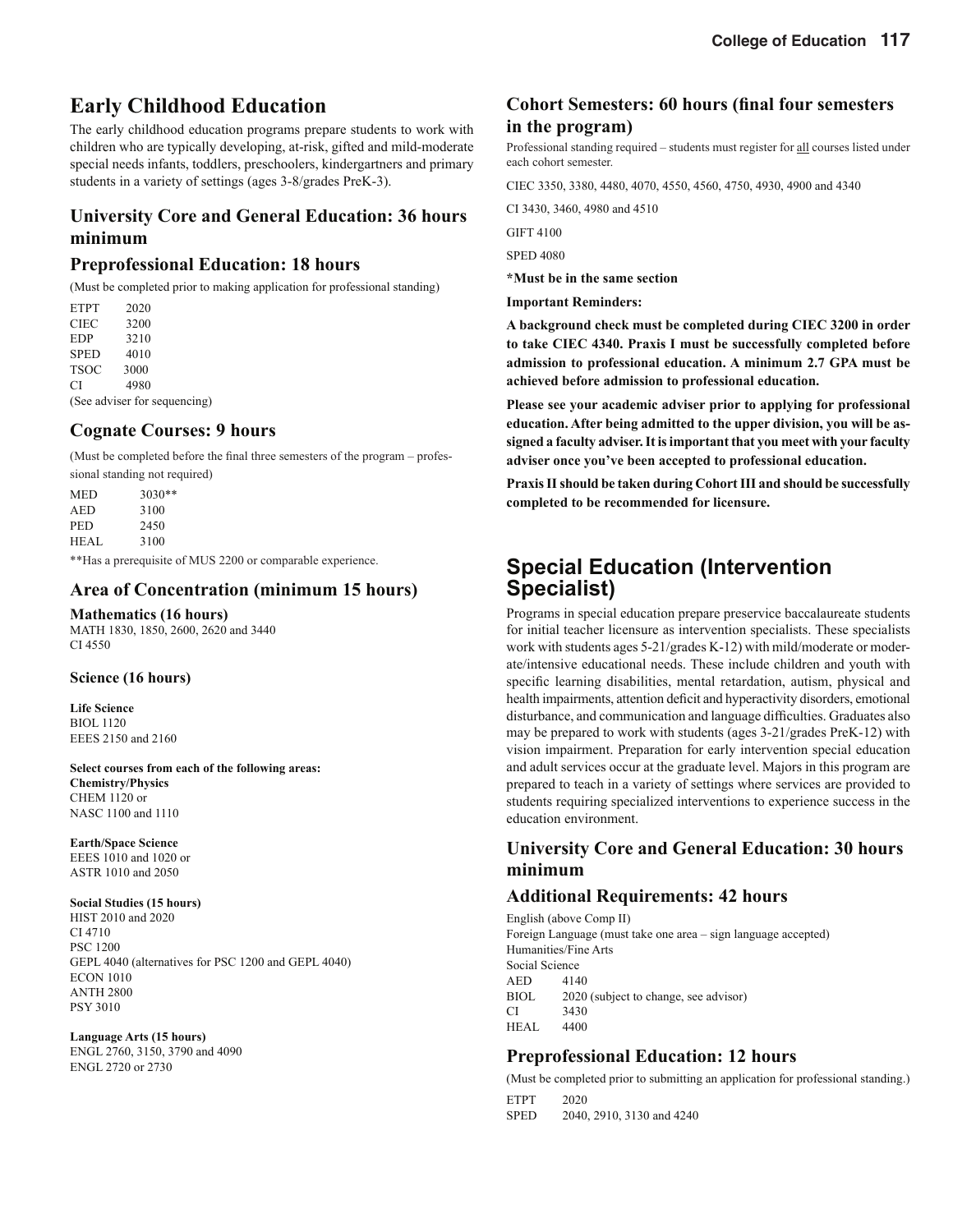# Early Childhood Education

The early childhood education programs prepare students to work with children who are typically developing, at-risk, gifted and mild-moderate special needs infants, toddlers, preschoolers, kindergartners and primary students in a variety of settings (ages 3-8/grades PreK-3).

## University Core and General Education: 36 hours minimum

## Preprofessional Education: 18 hours

(Must be completed prior to making application for professional standing)

ETPT 2020
CIEC 3200
EDP 3210
SPED 4010
TSOC 3000
CI 4980
(See adviser for sequencing)

## Cognate Courses: 9 hours

(Must be completed before the final three semesters of the program – professional standing not required)

MED 3030**
AED 3100
PED 2450
HEAL 3100

**Has a prerequisite of MUS 2200 or comparable experience.

## Area of Concentration (minimum 15 hours)

**Mathematics (16 hours)**
MATH 1830, 1850, 2600, 2620 and 3440
CI 4550

**Science (16 hours)**

**Life Science**
BIOL 1120
EEES 2150 and 2160

**Select courses from each of the following areas:**
**Chemistry/Physics**
CHEM 1120 or
NASC 1100 and 1110

**Earth/Space Science**
EEES 1010 and 1020 or
ASTR 1010 and 2050

**Social Studies (15 hours)**
HIST 2010 and 2020
CI 4710
PSC 1200
GEPL 4040 (alternatives for PSC 1200 and GEPL 4040)
ECON 1010
ANTH 2800
PSY 3010

**Language Arts (15 hours)**
ENGL 2760, 3150, 3790 and 4090
ENGL 2720 or 2730

## Cohort Semesters: 60 hours (final four semesters in the program)

Professional standing required – students must register for all courses listed under each cohort semester.

CIEC 3350, 3380, 4480, 4070, 4550, 4560, 4750, 4930, 4900 and 4340

CI 3430, 3460, 4980 and 4510

GIFT 4100

SPED 4080

**\*Must be in the same section**

**Important Reminders:**

**A background check must be completed during CIEC 3200 in order to take CIEC 4340. Praxis I must be successfully completed before admission to professional education. A minimum 2.7 GPA must be achieved before admission to professional education.**

**Please see your academic adviser prior to applying for professional education. After being admitted to the upper division, you will be assigned a faculty adviser. It is important that you meet with your faculty adviser once you've been accepted to professional education.**

**Praxis II should be taken during Cohort III and should be successfully completed to be recommended for licensure.**

# Special Education (Intervention Specialist)

Programs in special education prepare preservice baccalaureate students for initial teacher licensure as intervention specialists. These specialists work with students ages 5-21/grades K-12) with mild/moderate or moderate/intensive educational needs. These include children and youth with specific learning disabilities, mental retardation, autism, physical and health impairments, attention deficit and hyperactivity disorders, emotional disturbance, and communication and language difficulties. Graduates also may be prepared to work with students (ages 3-21/grades PreK-12) with vision impairment. Preparation for early intervention special education and adult services occur at the graduate level. Majors in this program are prepared to teach in a variety of settings where services are provided to students requiring specialized interventions to experience success in the education environment.

## University Core and General Education: 30 hours minimum

## Additional Requirements: 42 hours

English (above Comp II)
Foreign Language (must take one area – sign language accepted)
Humanities/Fine Arts
Social Science
AED 4140
BIOL 2020 (subject to change, see advisor)
CI 3430
HEAL 4400

## Preprofessional Education: 12 hours

(Must be completed prior to submitting an application for professional standing.)

ETPT 2020
SPED 2040, 2910, 3130 and 4240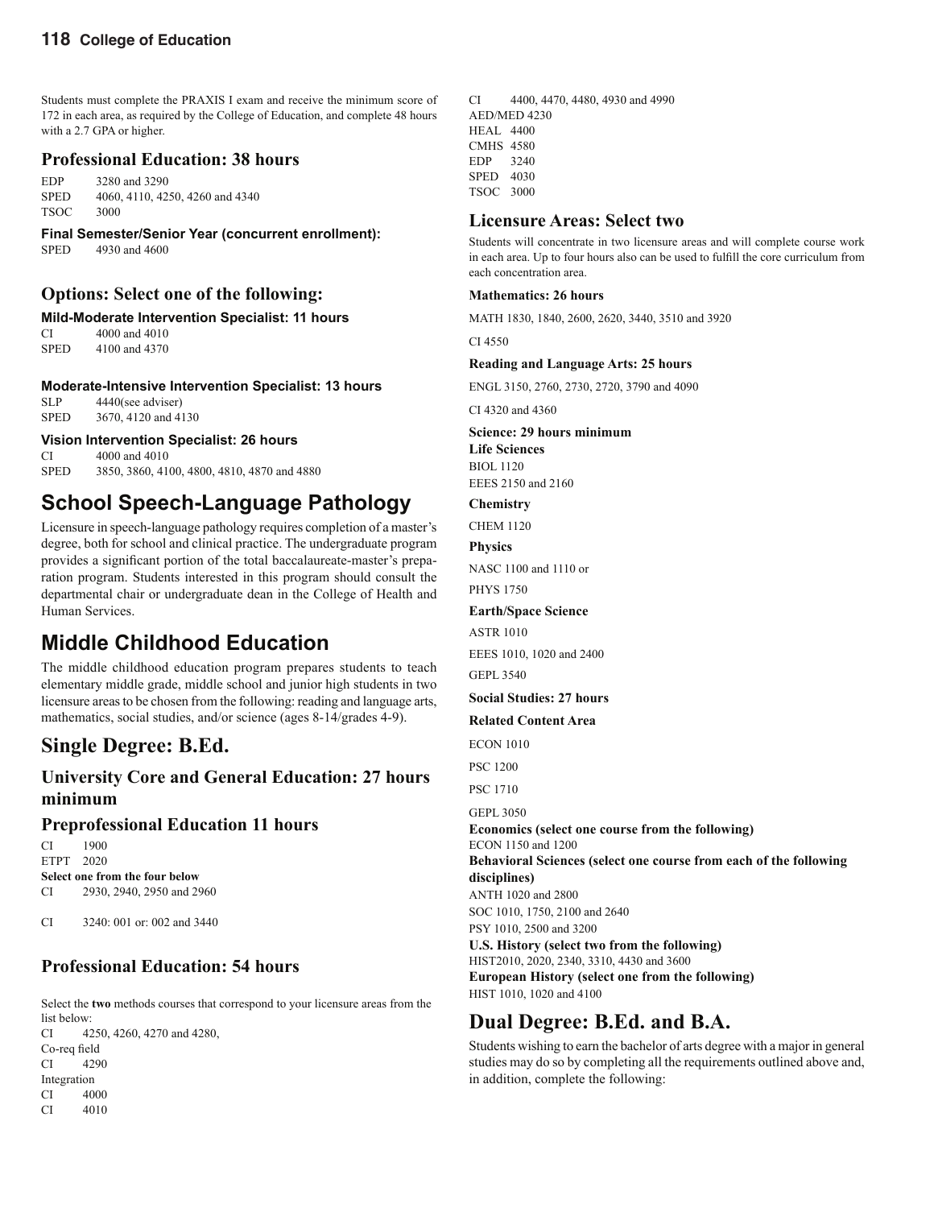Students must complete the PRAXIS I exam and receive the minimum score of 172 in each area, as required by the College of Education, and complete 48 hours with a 2.7 GPA or higher.

### Professional Education: 38 hours

EDP 3280 and 3290
SPED 4060, 4110, 4250, 4260 and 4340
TSOC 3000

**Final Semester/Senior Year (concurrent enrollment):**
SPED 4930 and 4600

### Options: Select one of the following:

**Mild-Moderate Intervention Specialist: 11 hours**
CI 4000 and 4010
SPED 4100 and 4370

**Moderate-Intensive Intervention Specialist: 13 hours**
SLP 4440(see adviser)
SPED 3670, 4120 and 4130

**Vision Intervention Specialist: 26 hours**
CI 4000 and 4010
SPED 3850, 3860, 4100, 4800, 4810, 4870 and 4880

## School Speech-Language Pathology

Licensure in speech-language pathology requires completion of a master's degree, both for school and clinical practice. The undergraduate program provides a significant portion of the total baccalaureate-master's preparation program. Students interested in this program should consult the departmental chair or undergraduate dean in the College of Health and Human Services.

## Middle Childhood Education

The middle childhood education program prepares students to teach elementary middle grade, middle school and junior high students in two licensure areas to be chosen from the following: reading and language arts, mathematics, social studies, and/or science (ages 8-14/grades 4-9).

## Single Degree: B.Ed.

### University Core and General Education: 27 hours minimum

### Preprofessional Education 11 hours

CI 1900
ETPT 2020
**Select one from the four below**
CI 2930, 2940, 2950 and 2960

CI 3240: 001 or: 002 and 3440

### Professional Education: 54 hours

Select the **two** methods courses that correspond to your licensure areas from the list below:
CI 4250, 4260, 4270 and 4280,
Co-req field
CI 4290
Integration
CI 4000
CI 4010
CI 4400, 4470, 4480, 4930 and 4990
AED/MED 4230
HEAL 4400
CMHS 4580
EDP 3240
SPED 4030
TSOC 3000

### Licensure Areas: Select two

Students will concentrate in two licensure areas and will complete course work in each area. Up to four hours also can be used to fulfill the core curriculum from each concentration area.

**Mathematics: 26 hours**

MATH 1830, 1840, 2600, 2620, 3440, 3510 and 3920

CI 4550

**Reading and Language Arts: 25 hours**

ENGL 3150, 2760, 2730, 2720, 3790 and 4090

CI 4320 and 4360

**Science: 29 hours minimum**

**Life Sciences**

BIOL 1120
EEES 2150 and 2160

**Chemistry**

CHEM 1120

**Physics**

NASC 1100 and 1110 or

PHYS 1750

**Earth/Space Science**

ASTR 1010

EEES 1010, 1020 and 2400

GEPL 3540

**Social Studies: 27 hours**

**Related Content Area**

ECON 1010

PSC 1200

PSC 1710

GEPL 3050

**Economics (select one course from the following)**
ECON 1150 and 1200
**Behavioral Sciences (select one course from each of the following disciplines)**
ANTH 1020 and 2800
SOC 1010, 1750, 2100 and 2640
PSY 1010, 2500 and 3200
**U.S. History (select two from the following)**
HIST2010, 2020, 2340, 3310, 4430 and 3600
**European History (select one from the following)**
HIST 1010, 1020 and 4100

## Dual Degree: B.Ed. and B.A.

Students wishing to earn the bachelor of arts degree with a major in general studies may do so by completing all the requirements outlined above and, in addition, complete the following: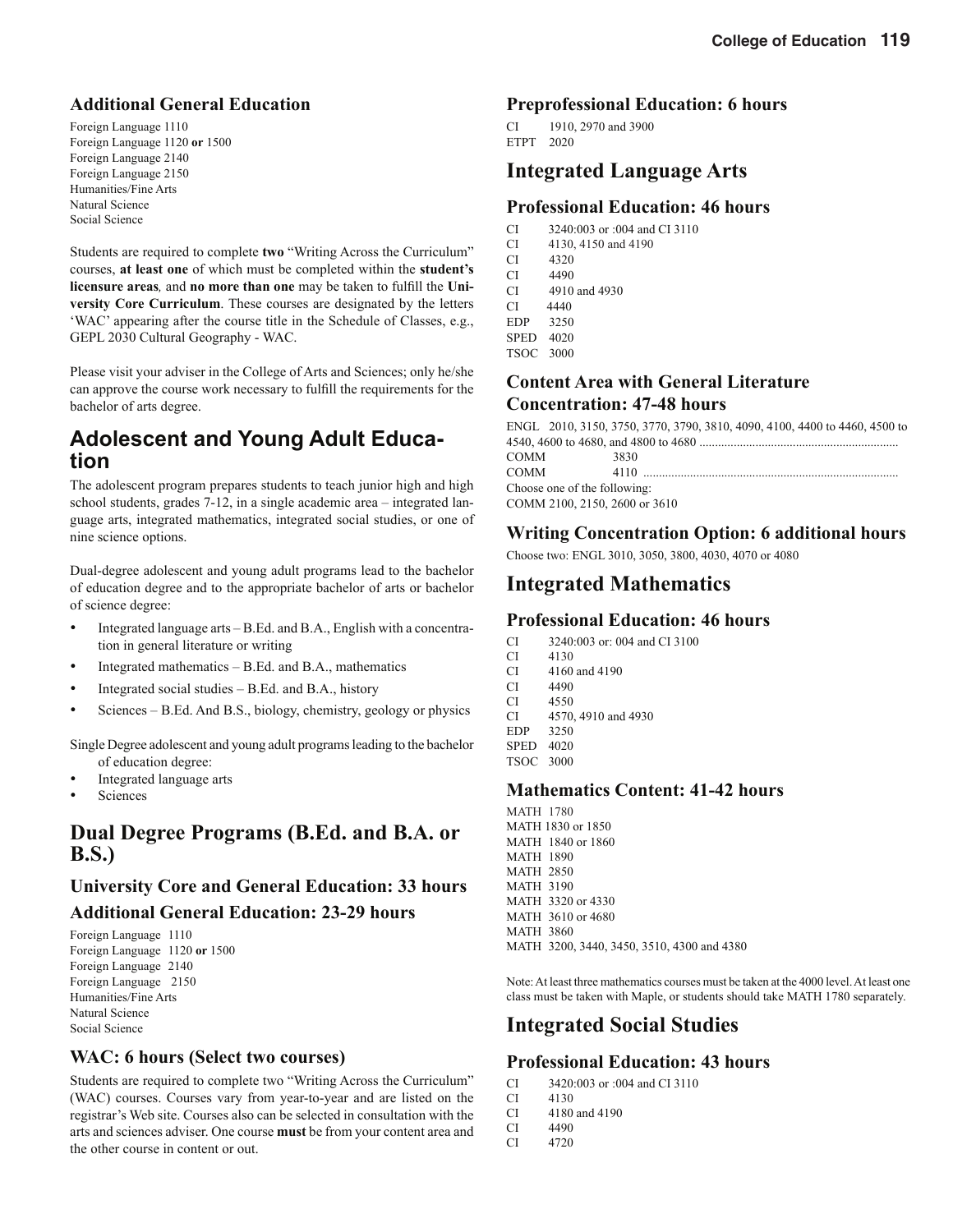### Additional General Education

Foreign Language 1110
Foreign Language 1120 **or** 1500
Foreign Language 2140
Foreign Language 2150
Humanities/Fine Arts
Natural Science
Social Science

Students are required to complete **two** "Writing Across the Curriculum" courses, **at least one** of which must be completed within the **student's licensure areas**, and **no more than one** may be taken to fulfill the **University Core Curriculum**. These courses are designated by the letters 'WAC' appearing after the course title in the Schedule of Classes, e.g., GEPL 2030 Cultural Geography - WAC.

Please visit your adviser in the College of Arts and Sciences; only he/she can approve the course work necessary to fulfill the requirements for the bachelor of arts degree.

## Adolescent and Young Adult Education

The adolescent program prepares students to teach junior high and high school students, grades 7-12, in a single academic area – integrated language arts, integrated mathematics, integrated social studies, or one of nine science options.

Dual-degree adolescent and young adult programs lead to the bachelor of education degree and to the appropriate bachelor of arts or bachelor of science degree:

- Integrated language arts – B.Ed. and B.A., English with a concentration in general literature or writing
- Integrated mathematics – B.Ed. and B.A., mathematics
- Integrated social studies – B.Ed. and B.A., history
- Sciences – B.Ed. And B.S., biology, chemistry, geology or physics

Single Degree adolescent and young adult programs leading to the bachelor of education degree:

- Integrated language arts
- Sciences

## Dual Degree Programs (B.Ed. and B.A. or B.S.)

### University Core and General Education: 33 hours

### Additional General Education: 23-29 hours

Foreign Language 1110
Foreign Language 1120 **or** 1500
Foreign Language 2140
Foreign Language 2150
Humanities/Fine Arts
Natural Science
Social Science

### WAC: 6 hours (Select two courses)

Students are required to complete two "Writing Across the Curriculum" (WAC) courses. Courses vary from year-to-year and are listed on the registrar's Web site. Courses also can be selected in consultation with the arts and sciences adviser. One course **must** be from your content area and the other course in content or out.

### Preprofessional Education: 6 hours

CI 1910, 2970 and 3900
ETPT 2020

## Integrated Language Arts

### Professional Education: 46 hours

CI 3240:003 or :004 and CI 3110
CI 4130, 4150 and 4190
CI 4320
CI 4490
CI 4910 and 4930
CI 4440
EDP 3250
SPED 4020
TSOC 3000

### Content Area with General Literature Concentration: 47-48 hours

ENGL 2010, 3150, 3750, 3770, 3790, 3810, 4090, 4100, 4400 to 4460, 4500 to 4540, 4600 to 4680, and 4800 to 4680 ..............................................................
COMM 3830
COMM 4110 ................................................................................
Choose one of the following:
COMM 2100, 2150, 2600 or 3610

### Writing Concentration Option: 6 additional hours

Choose two: ENGL 3010, 3050, 3800, 4030, 4070 or 4080

## Integrated Mathematics

### Professional Education: 46 hours

CI 3240:003 or: 004 and CI 3100
CI 4130
CI 4160 and 4190
CI 4490
CI 4550
CI 4570, 4910 and 4930
EDP 3250
SPED 4020
TSOC 3000

### Mathematics Content: 41-42 hours

MATH 1780
MATH 1830 or 1850
MATH 1840 or 1860
MATH 1890
MATH 2850
MATH 3190
MATH 3320 or 4330
MATH 3610 or 4680
MATH 3860
MATH 3200, 3440, 3450, 3510, 4300 and 4380

Note: At least three mathematics courses must be taken at the 4000 level. At least one class must be taken with Maple, or students should take MATH 1780 separately.

## Integrated Social Studies

### Professional Education: 43 hours

CI 3420:003 or :004 and CI 3110
CI 4130
CI 4180 and 4190
CI 4490
CI 4720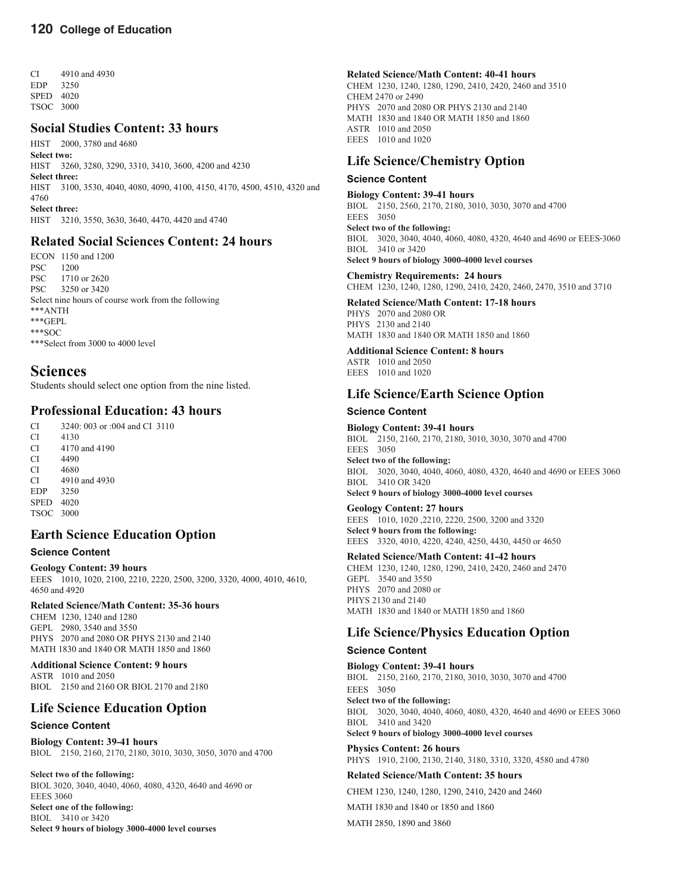CI 4910 and 4930
EDP 3250
SPED 4020
TSOC 3000

## Social Studies Content: 33 hours

HIST 2000, 3780 and 4680
**Select two:**
HIST 3260, 3280, 3290, 3310, 3410, 3600, 4200 and 4230
**Select three:**
HIST 3100, 3530, 4040, 4080, 4090, 4100, 4150, 4170, 4500, 4510, 4320 and 4760
**Select three:**
HIST 3210, 3550, 3630, 3640, 4470, 4420 and 4740

## Related Social Sciences Content: 24 hours

ECON 1150 and 1200
PSC 1200
PSC 1710 or 2620
PSC 3250 or 3420
Select nine hours of course work from the following
***ANTH
***GEPL
***SOC
***Select from 3000 to 4000 level

# Sciences

Students should select one option from the nine listed.

## Professional Education: 43 hours

CI 3240: 003 or :004 and CI 3110
CI 4130
CI 4170 and 4190
CI 4490
CI 4680
CI 4910 and 4930
EDP 3250
SPED 4020
TSOC 3000

## Earth Science Education Option

### Science Content

**Geology Content: 39 hours**
EEES 1010, 1020, 2100, 2210, 2220, 2500, 3200, 3320, 4000, 4010, 4610, 4650 and 4920

**Related Science/Math Content: 35-36 hours**
CHEM 1230, 1240 and 1280
GEPL 2980, 3540 and 3550
PHYS 2070 and 2080 OR PHYS 2130 and 2140
MATH 1830 and 1840 OR MATH 1850 and 1860

**Additional Science Content: 9 hours**
ASTR 1010 and 2050
BIOL 2150 and 2160 OR BIOL 2170 and 2180

## Life Science Education Option

### Science Content

**Biology Content: 39-41 hours**
BIOL 2150, 2160, 2170, 2180, 3010, 3030, 3050, 3070 and 4700

**Select two of the following:**
BIOL 3020, 3040, 4040, 4060, 4080, 4320, 4640 and 4690 or EEES 3060
**Select one of the following:**
BIOL 3410 or 3420
**Select 9 hours of biology 3000-4000 level courses**

**Related Science/Math Content: 40-41 hours**
CHEM 1230, 1240, 1280, 1290, 2410, 2420, 2460 and 3510
CHEM 2470 or 2490
PHYS 2070 and 2080 OR PHYS 2130 and 2140
MATH 1830 and 1840 OR MATH 1850 and 1860
ASTR 1010 and 2050
EEES 1010 and 1020

## Life Science/Chemistry Option

### Science Content

**Biology Content: 39-41 hours**
BIOL 2150, 2560, 2170, 2180, 3010, 3030, 3070 and 4700
EEES 3050
**Select two of the following:**
BIOL 3020, 3040, 4040, 4060, 4080, 4320, 4640 and 4690 or EEES-3060
BIOL 3410 or 3420
**Select 9 hours of biology 3000-4000 level courses**

**Chemistry Requirements: 24 hours**
CHEM 1230, 1240, 1280, 1290, 2410, 2420, 2460, 2470, 3510 and 3710

**Related Science/Math Content: 17-18 hours**
PHYS 2070 and 2080 OR
PHYS 2130 and 2140
MATH 1830 and 1840 OR MATH 1850 and 1860

**Additional Science Content: 8 hours**
ASTR 1010 and 2050
EEES 1010 and 1020

## Life Science/Earth Science Option

### Science Content

**Biology Content: 39-41 hours**
BIOL 2150, 2160, 2170, 2180, 3010, 3030, 3070 and 4700
EEES 3050
**Select two of the following:**
BIOL 3020, 3040, 4040, 4060, 4080, 4320, 4640 and 4690 or EEES 3060
BIOL 3410 OR 3420
**Select 9 hours of biology 3000-4000 level courses**

**Geology Content: 27 hours**
EEES 1010, 1020 ,2210, 2220, 2500, 3200 and 3320
**Select 9 hours from the following:**
EEES 3320, 4010, 4220, 4240, 4250, 4430, 4450 or 4650

**Related Science/Math Content: 41-42 hours**
CHEM 1230, 1240, 1280, 1290, 2410, 2420, 2460 and 2470
GEPL 3540 and 3550
PHYS 2070 and 2080 or
PHYS 2130 and 2140
MATH 1830 and 1840 or MATH 1850 and 1860

## Life Science/Physics Education Option

### Science Content

**Biology Content: 39-41 hours**
BIOL 2150, 2160, 2170, 2180, 3010, 3030, 3070 and 4700
EEES 3050
**Select two of the following:**
BIOL 3020, 3040, 4040, 4060, 4080, 4320, 4640 and 4690 or EEES 3060
BIOL 3410 and 3420
**Select 9 hours of biology 3000-4000 level courses**

**Physics Content: 26 hours**
PHYS 1910, 2100, 2130, 2140, 3180, 3310, 3320, 4580 and 4780

**Related Science/Math Content: 35 hours**

CHEM 1230, 1240, 1280, 1290, 2410, 2420 and 2460

MATH 1830 and 1840 or 1850 and 1860

MATH 2850, 1890 and 3860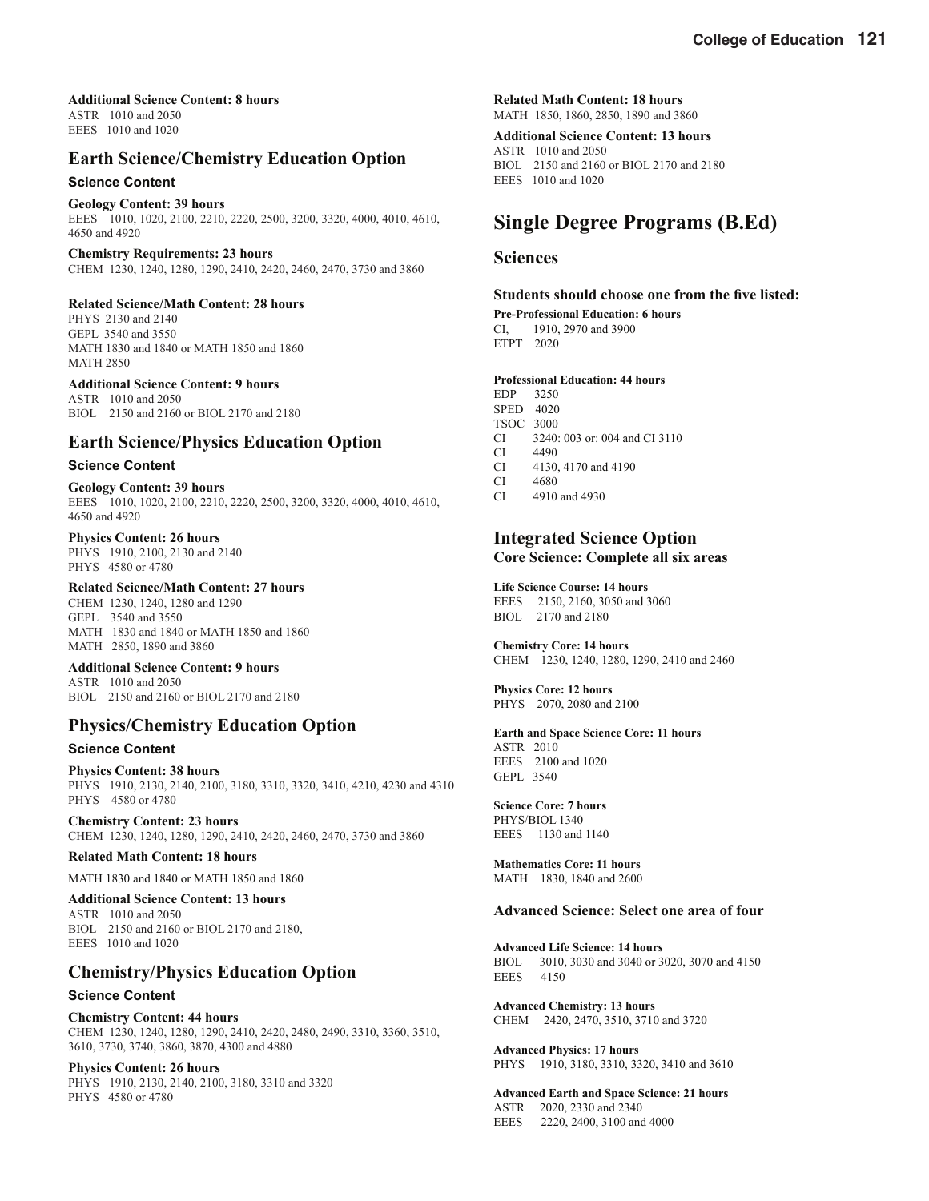**Additional Science Content: 8 hours**
ASTR 1010 and 2050
EEES 1010 and 1020

## Earth Science/Chemistry Education Option

### Science Content

**Geology Content: 39 hours**
EEES 1010, 1020, 2100, 2210, 2220, 2500, 3200, 3320, 4000, 4010, 4610, 4650 and 4920

**Chemistry Requirements: 23 hours**
CHEM 1230, 1240, 1280, 1290, 2410, 2420, 2460, 2470, 3730 and 3860

**Related Science/Math Content: 28 hours**
PHYS 2130 and 2140
GEPL 3540 and 3550
MATH 1830 and 1840 or MATH 1850 and 1860
MATH 2850

**Additional Science Content: 9 hours**
ASTR 1010 and 2050
BIOL 2150 and 2160 or BIOL 2170 and 2180

## Earth Science/Physics Education Option

### Science Content

**Geology Content: 39 hours**
EEES 1010, 1020, 2100, 2210, 2220, 2500, 3200, 3320, 4000, 4010, 4610, 4650 and 4920

**Physics Content: 26 hours**
PHYS 1910, 2100, 2130 and 2140
PHYS 4580 or 4780

**Related Science/Math Content: 27 hours**
CHEM 1230, 1240, 1280 and 1290
GEPL 3540 and 3550
MATH 1830 and 1840 or MATH 1850 and 1860
MATH 2850, 1890 and 3860

**Additional Science Content: 9 hours**
ASTR 1010 and 2050
BIOL 2150 and 2160 or BIOL 2170 and 2180

## Physics/Chemistry Education Option

### Science Content

**Physics Content: 38 hours**
PHYS 1910, 2130, 2140, 2100, 3180, 3310, 3320, 3410, 4210, 4230 and 4310
PHYS 4580 or 4780

**Chemistry Content: 23 hours**
CHEM 1230, 1240, 1280, 1290, 2410, 2420, 2460, 2470, 3730 and 3860

**Related Math Content: 18 hours**

MATH 1830 and 1840 or MATH 1850 and 1860

**Additional Science Content: 13 hours**
ASTR 1010 and 2050
BIOL 2150 and 2160 or BIOL 2170 and 2180,
EEES 1010 and 1020

## Chemistry/Physics Education Option

### Science Content

**Chemistry Content: 44 hours**
CHEM 1230, 1240, 1280, 1290, 2410, 2420, 2480, 2490, 3310, 3360, 3510, 3610, 3730, 3740, 3860, 3870, 4300 and 4880

**Physics Content: 26 hours**
PHYS 1910, 2130, 2140, 2100, 3180, 3310 and 3320
PHYS 4580 or 4780

**Related Math Content: 18 hours**
MATH 1850, 1860, 2850, 1890 and 3860

**Additional Science Content: 13 hours**
ASTR 1010 and 2050
BIOL 2150 and 2160 or BIOL 2170 and 2180
EEES 1010 and 1020

# Single Degree Programs (B.Ed)

## Sciences

**Students should choose one from the five listed:**

**Pre-Professional Education: 6 hours**
CI, 1910, 2970 and 3900
ETPT 2020

**Professional Education: 44 hours**
EDP 3250
SPED 4020
TSOC 3000
CI 3240: 003 or: 004 and CI 3110
CI 4490
CI 4130, 4170 and 4190
CI 4680
CI 4910 and 4930

## Integrated Science Option

**Core Science: Complete all six areas**

**Life Science Course: 14 hours**
EEES 2150, 2160, 3050 and 3060
BIOL 2170 and 2180

**Chemistry Core: 14 hours**
CHEM 1230, 1240, 1280, 1290, 2410 and 2460

**Physics Core: 12 hours**
PHYS 2070, 2080 and 2100

**Earth and Space Science Core: 11 hours**
ASTR 2010
EEES 2100 and 1020
GEPL 3540

**Science Core: 7 hours**
PHYS/BIOL 1340
EEES 1130 and 1140

**Mathematics Core: 11 hours**
MATH 1830, 1840 and 2600

**Advanced Science: Select one area of four**

**Advanced Life Science: 14 hours**
BIOL 3010, 3030 and 3040 or 3020, 3070 and 4150
EEES 4150

**Advanced Chemistry: 13 hours**
CHEM 2420, 2470, 3510, 3710 and 3720

**Advanced Physics: 17 hours**
PHYS 1910, 3180, 3310, 3320, 3410 and 3610

**Advanced Earth and Space Science: 21 hours**
ASTR 2020, 2330 and 2340
EEES 2220, 2400, 3100 and 4000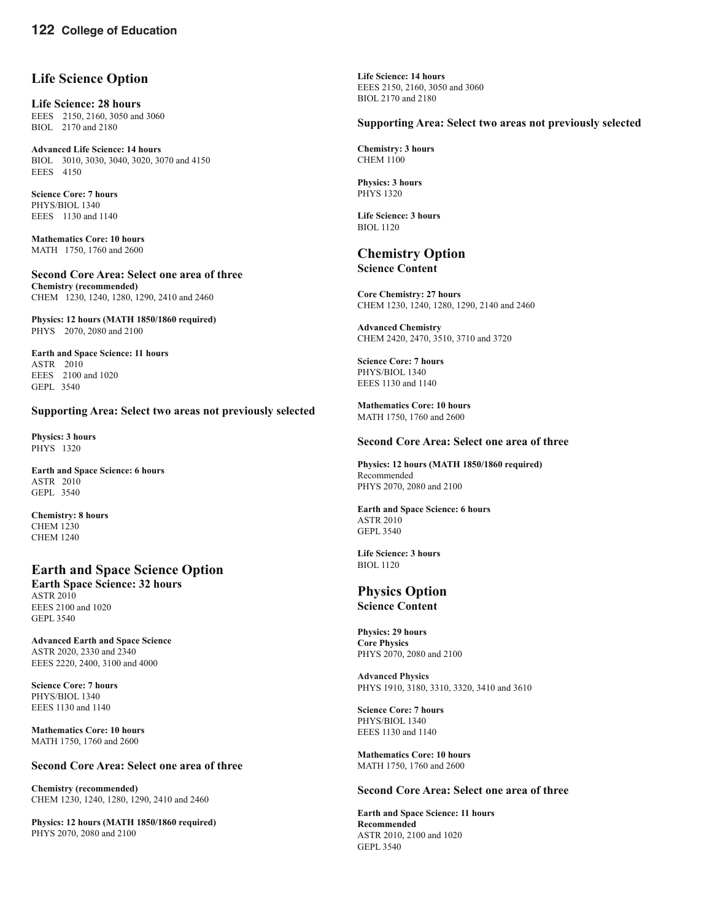## Life Science Option

### Life Science: 28 hours

EEES 2150, 2160, 3050 and 3060
BIOL 2170 and 2180

**Advanced Life Science: 14 hours**
BIOL 3010, 3030, 3040, 3020, 3070 and 4150
EEES 4150

**Science Core: 7 hours**
PHYS/BIOL 1340
EEES 1130 and 1140

**Mathematics Core: 10 hours**
MATH 1750, 1760 and 2600

### Second Core Area: Select one area of three

**Chemistry (recommended)**
CHEM 1230, 1240, 1280, 1290, 2410 and 2460

**Physics: 12 hours (MATH 1850/1860 required)**
PHYS 2070, 2080 and 2100

**Earth and Space Science: 11 hours**
ASTR 2010
EEES 2100 and 1020
GEPL 3540

### Supporting Area: Select two areas not previously selected

**Physics: 3 hours**
PHYS 1320

**Earth and Space Science: 6 hours**
ASTR 2010
GEPL 3540

**Chemistry: 8 hours**
CHEM 1230
CHEM 1240

## Earth and Space Science Option

### Earth Space Science: 32 hours

ASTR 2010
EEES 2100 and 1020
GEPL 3540

**Advanced Earth and Space Science**
ASTR 2020, 2330 and 2340
EEES 2220, 2400, 3100 and 4000

**Science Core: 7 hours**
PHYS/BIOL 1340
EEES 1130 and 1140

**Mathematics Core: 10 hours**
MATH 1750, 1760 and 2600

### Second Core Area: Select one area of three

**Chemistry (recommended)**
CHEM 1230, 1240, 1280, 1290, 2410 and 2460

**Physics: 12 hours (MATH 1850/1860 required)**
PHYS 2070, 2080 and 2100

**Life Science: 14 hours**
EEES 2150, 2160, 3050 and 3060
BIOL 2170 and 2180

### Supporting Area: Select two areas not previously selected

**Chemistry: 3 hours**
CHEM 1100

**Physics: 3 hours**
PHYS 1320

**Life Science: 3 hours**
BIOL 1120

## Chemistry Option

### Science Content

**Core Chemistry: 27 hours**
CHEM 1230, 1240, 1280, 1290, 2140 and 2460

**Advanced Chemistry**
CHEM 2420, 2470, 3510, 3710 and 3720

**Science Core: 7 hours**
PHYS/BIOL 1340
EEES 1130 and 1140

**Mathematics Core: 10 hours**
MATH 1750, 1760 and 2600

### Second Core Area: Select one area of three

**Physics: 12 hours (MATH 1850/1860 required)**
Recommended
PHYS 2070, 2080 and 2100

**Earth and Space Science: 6 hours**
ASTR 2010
GEPL 3540

**Life Science: 3 hours**
BIOL 1120

## Physics Option

### Science Content

**Physics: 29 hours**
**Core Physics**
PHYS 2070, 2080 and 2100

**Advanced Physics**
PHYS 1910, 3180, 3310, 3320, 3410 and 3610

**Science Core: 7 hours**
PHYS/BIOL 1340
EEES 1130 and 1140

**Mathematics Core: 10 hours**
MATH 1750, 1760 and 2600

### Second Core Area: Select one area of three

**Earth and Space Science: 11 hours**
**Recommended**
ASTR 2010, 2100 and 1020
GEPL 3540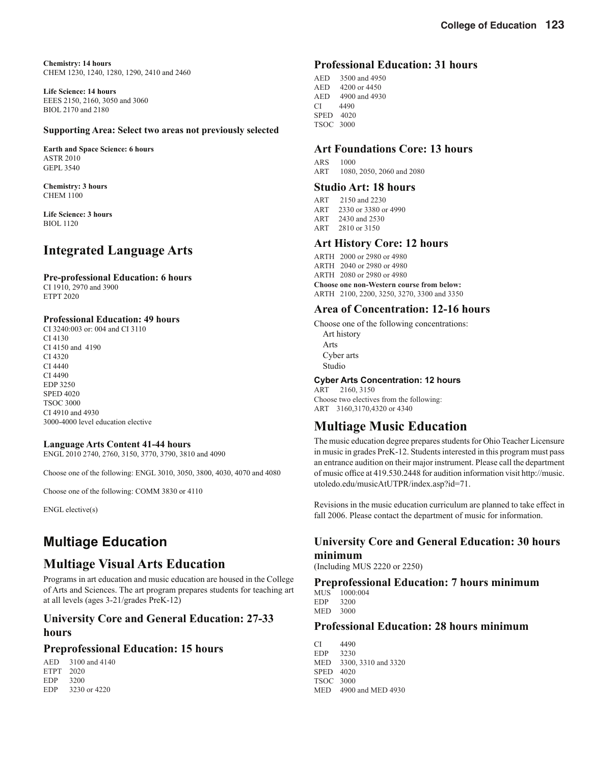**Chemistry: 14 hours**
CHEM 1230, 1240, 1280, 1290, 2410 and 2460

**Life Science: 14 hours**
EEES 2150, 2160, 3050 and 3060
BIOL 2170 and 2180

**Supporting Area: Select two areas not previously selected**

**Earth and Space Science: 6 hours**
ASTR 2010
GEPL 3540

**Chemistry: 3 hours**
CHEM 1100

**Life Science: 3 hours**
BIOL 1120

## Integrated Language Arts

#### Pre-professional Education: 6 hours
CI 1910, 2970 and 3900
ETPT 2020

#### Professional Education: 49 hours
CI 3240:003 or: 004 and CI 3110
CI 4130
CI 4150 and 4190
CI 4320
CI 4440
CI 4490
EDP 3250
SPED 4020
TSOC 3000
CI 4910 and 4930
3000-4000 level education elective

#### Language Arts Content 41-44 hours
ENGL 2010 2740, 2760, 3150, 3770, 3790, 3810 and 4090

Choose one of the following: ENGL 3010, 3050, 3800, 4030, 4070 and 4080

Choose one of the following: COMM 3830 or 4110

ENGL elective(s)

# Multiage Education

## Multiage Visual Arts Education

Programs in art education and music education are housed in the College of Arts and Sciences. The art program prepares students for teaching art at all levels (ages 3-21/grades PreK-12)

### University Core and General Education: 27-33 hours

### Preprofessional Education: 15 hours

AED 3100 and 4140
ETPT 2020
EDP 3200
EDP 3230 or 4220

### Professional Education: 31 hours

AED 3500 and 4950
AED 4200 or 4450
AED 4900 and 4930
CI 4490
SPED 4020
TSOC 3000

### Art Foundations Core: 13 hours

ARS 1000
ART 1080, 2050, 2060 and 2080

### Studio Art: 18 hours

ART 2150 and 2230
ART 2330 or 3380 or 4990
ART 2430 and 2530
ART 2810 or 3150

### Art History Core: 12 hours

ARTH 2000 or 2980 or 4980
ARTH 2040 or 2980 or 4980
ARTH 2080 or 2980 or 4980
**Choose one non-Western course from below:**
ARTH 2100, 2200, 3250, 3270, 3300 and 3350

### Area of Concentration: 12-16 hours

Choose one of the following concentrations:

- Art history
- Arts
- Cyber arts
- Studio

#### Cyber Arts Concentration: 12 hours

ART 2160, 3150
Choose two electives from the following:
ART 3160,3170,4320 or 4340

## Multiage Music Education

The music education degree prepares students for Ohio Teacher Licensure in music in grades PreK-12. Students interested in this program must pass an entrance audition on their major instrument. Please call the department of music office at 419.530.2448 for audition information visit http://music.utoledo.edu/musicAtUTPR/index.asp?id=71.

Revisions in the music education curriculum are planned to take effect in fall 2006. Please contact the department of music for information.

### University Core and General Education: 30 hours minimum

(Including MUS 2220 or 2250)

### Preprofessional Education: 7 hours minimum

MUS 1000:004
EDP 3200
MED 3000

### Professional Education: 28 hours minimum

CI 4490
EDP 3230
MED 3300, 3310 and 3320
SPED 4020
TSOC 3000
MED 4900 and MED 4930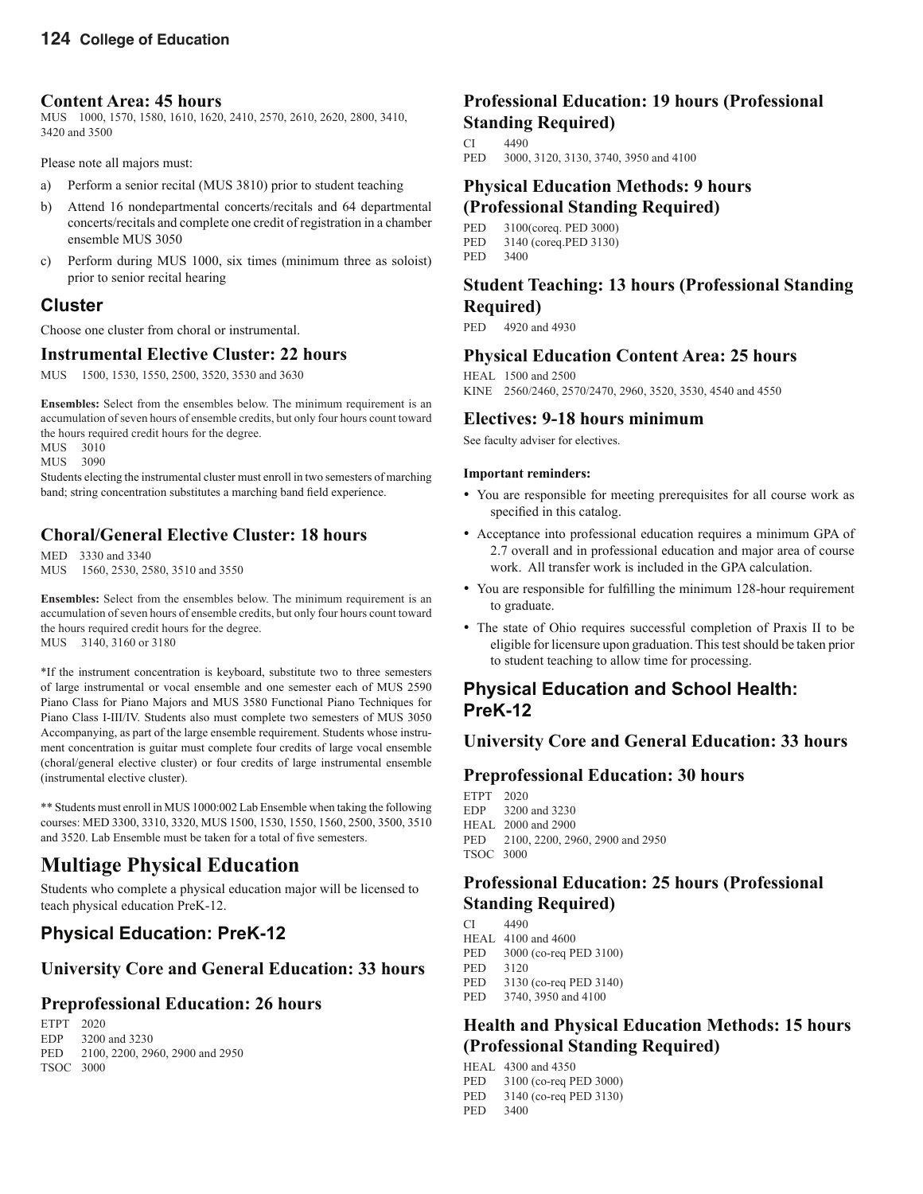### Content Area: 45 hours

MUS 1000, 1570, 1580, 1610, 1620, 2410, 2570, 2610, 2620, 2800, 3410, 3420 and 3500

Please note all majors must:

a) Perform a senior recital (MUS 3810) prior to student teaching
b) Attend 16 nondepartmental concerts/recitals and 64 departmental concerts/recitals and complete one credit of registration in a chamber ensemble MUS 3050
c) Perform during MUS 1000, six times (minimum three as soloist) prior to senior recital hearing

## Cluster

Choose one cluster from choral or instrumental.

### Instrumental Elective Cluster: 22 hours

MUS 1500, 1530, 1550, 2500, 3520, 3530 and 3630

**Ensembles:** Select from the ensembles below. The minimum requirement is an accumulation of seven hours of ensemble credits, but only four hours count toward the hours required credit hours for the degree.

MUS 3010
MUS 3090

Students electing the instrumental cluster must enroll in two semesters of marching band; string concentration substitutes a marching band field experience.

### Choral/General Elective Cluster: 18 hours

MED 3330 and 3340
MUS 1560, 2530, 2580, 3510 and 3550

**Ensembles:** Select from the ensembles below. The minimum requirement is an accumulation of seven hours of ensemble credits, but only four hours count toward the hours required credit hours for the degree.

MUS 3140, 3160 or 3180

*If the instrument concentration is keyboard, substitute two to three semesters of large instrumental or vocal ensemble and one semester each of MUS 2590 Piano Class for Piano Majors and MUS 3580 Functional Piano Techniques for Piano Class I-III/IV. Students also must complete two semesters of MUS 3050 Accompanying, as part of the large ensemble requirement. Students whose instrument concentration is guitar must complete four credits of large vocal ensemble (choral/general elective cluster) or four credits of large instrumental ensemble (instrumental elective cluster).

** Students must enroll in MUS 1000:002 Lab Ensemble when taking the following courses: MED 3300, 3310, 3320, MUS 1500, 1530, 1550, 1560, 2500, 3500, 3510 and 3520. Lab Ensemble must be taken for a total of five semesters.

# Multiage Physical Education

Students who complete a physical education major will be licensed to teach physical education PreK-12.

## Physical Education: PreK-12

### University Core and General Education: 33 hours

### Preprofessional Education: 26 hours

ETPT 2020
EDP 3200 and 3230
PED 2100, 2200, 2960, 2900 and 2950
TSOC 3000

### Professional Education: 19 hours (Professional Standing Required)

CI 4490
PED 3000, 3120, 3130, 3740, 3950 and 4100

### Physical Education Methods: 9 hours (Professional Standing Required)

PED 3100(coreq. PED 3000)
PED 3140 (coreq.PED 3130)
PED 3400

### Student Teaching: 13 hours (Professional Standing Required)

PED 4920 and 4930

### Physical Education Content Area: 25 hours

HEAL 1500 and 2500
KINE 2560/2460, 2570/2470, 2960, 3520, 3530, 4540 and 4550

### Electives: 9-18 hours minimum

See faculty adviser for electives.

**Important reminders:**

- You are responsible for meeting prerequisites for all course work as specified in this catalog.
- Acceptance into professional education requires a minimum GPA of 2.7 overall and in professional education and major area of course work. All transfer work is included in the GPA calculation.
- You are responsible for fulfilling the minimum 128-hour requirement to graduate.
- The state of Ohio requires successful completion of Praxis II to be eligible for licensure upon graduation. This test should be taken prior to student teaching to allow time for processing.

## Physical Education and School Health: PreK-12

### University Core and General Education: 33 hours

### Preprofessional Education: 30 hours

ETPT 2020
EDP 3200 and 3230
HEAL 2000 and 2900
PED 2100, 2200, 2960, 2900 and 2950
TSOC 3000

### Professional Education: 25 hours (Professional Standing Required)

CI 4490
HEAL 4100 and 4600
PED 3000 (co-req PED 3100)
PED 3120
PED 3130 (co-req PED 3140)
PED 3740, 3950 and 4100

### Health and Physical Education Methods: 15 hours (Professional Standing Required)

HEAL 4300 and 4350
PED 3100 (co-req PED 3000)
PED 3140 (co-req PED 3130)
PED 3400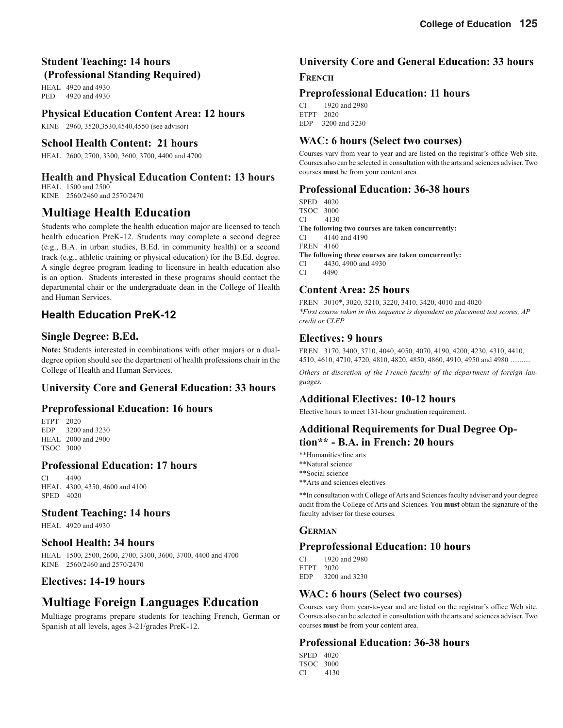### Student Teaching: 14 hours (Professional Standing Required)

HEAL 4920 and 4930
PED 4920 and 4930

### Physical Education Content Area: 12 hours

KINE 2960, 3520,3530,4540,4550 (see advisor)

### School Health Content: 21 hours

HEAL 2600, 2700, 3300, 3600, 3700, 4400 and 4700

### Health and Physical Education Content: 13 hours

HEAL 1500 and 2500
KINE 2560/2460 and 2570/2470

# Multiage Health Education

Students who complete the health education major are licensed to teach health education PreK-12. Students may complete a second degree (e.g., B.A. in urban studies, B.Ed. in community health) or a second track (e.g., athletic training or physical education) for the B.Ed. degree. A single degree program leading to licensure in health education also is an option. Students interested in these programs should contact the departmental chair or the undergraduate dean in the College of Health and Human Services.

## Health Education PreK-12

### Single Degree: B.Ed.

**Note:** Students interested in combinations with other majors or a dual-degree option should see the department of health professions chair in the College of Health and Human Services.

### University Core and General Education: 33 hours

### Preprofessional Education: 16 hours

ETPT 2020
EDP 3200 and 3230
HEAL 2000 and 2900
TSOC 3000

### Professional Education: 17 hours

CI 4490
HEAL 4300, 4350, 4600 and 4100
SPED 4020

### Student Teaching: 14 hours

HEAL 4920 and 4930

### School Health: 34 hours

HEAL 1500, 2500, 2600, 2700, 3300, 3600, 3700, 4400 and 4700
KINE 2560/2460 and 2570/2470

### Electives: 14-19 hours

# Multiage Foreign Languages Education

Multiage programs prepare students for teaching French, German or Spanish at all levels, ages 3-21/grades PreK-12.

### University Core and General Education: 33 hours

**French**

### Preprofessional Education: 11 hours

CI 1920 and 2980
ETPT 2020
EDP 3200 and 3230

### WAC: 6 hours (Select two courses)

Courses vary from year to year and are listed on the registrar's office Web site. Courses also can be selected in consultation with the arts and sciences adviser. Two courses **must** be from your content area.

### Professional Education: 36-38 hours

SPED 4020
TSOC 3000
CI 4130
**The following two courses are taken concurrently:**
CI 4140 and 4190
FREN 4160
**The following three courses are taken concurrently:**
CI 4430, 4900 and 4930
CI 4490

### Content Area: 25 hours

FREN 3010*, 3020, 3210, 3220, 3410, 3420, 4010 and 4020
*\*First course taken in this sequence is dependent on placement test scores, AP credit or CLEP.*

### Electives: 9 hours

FREN 3170, 3400, 3710, 4040, 4050, 4070, 4190, 4200, 4230, 4310, 4410, 4510, 4610, 4710, 4720, 4810, 4820, 4850, 4860, 4910, 4950 and 4980 ...........

*Others at discretion of the French faculty of the department of foreign languages.*

### Additional Electives: 10-12 hours

Elective hours to meet 131-hour graduation requirement.

### Additional Requirements for Dual Degree Option** - B.A. in French: 20 hours

**Humanities/fine arts
**Natural science
**Social science
**Arts and sciences electives

**In consultation with College of Arts and Sciences faculty adviser and your degree audit from the College of Arts and Sciences. You **must** obtain the signature of the faculty adviser for these courses.

**German**

### Preprofessional Education: 10 hours

CI 1920 and 2980
ETPT 2020
EDP 3200 and 3230

### WAC: 6 hours (Select two courses)

Courses vary from year-to-year and are listed on the registrar's office Web site. Courses also can be selected in consultation with the arts and sciences adviser. Two courses **must** be from your content area.

### Professional Education: 36-38 hours

SPED 4020
TSOC 3000
CI 4130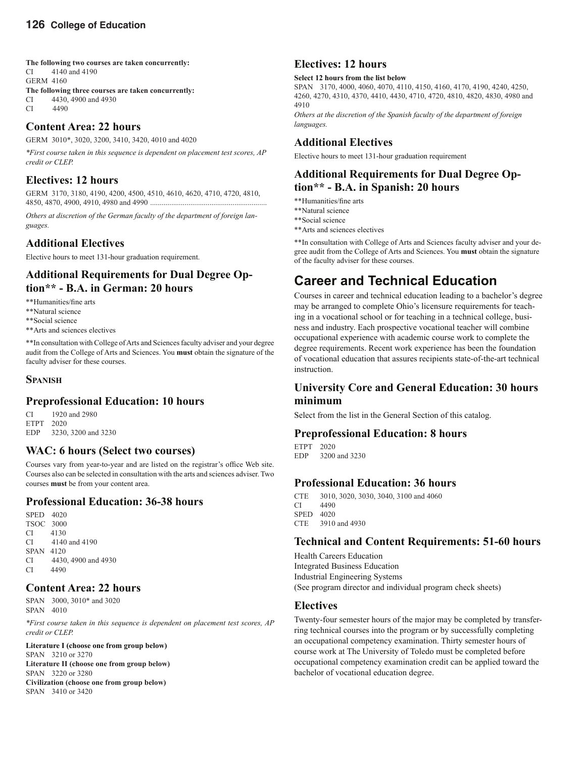**The following two courses are taken concurrently:**
CI 4140 and 4190
GERM 4160
**The following three courses are taken concurrently:**
CI 4430, 4900 and 4930
CI 4490

## Content Area: 22 hours

GERM 3010*, 3020, 3200, 3410, 3420, 4010 and 4020

*\*First course taken in this sequence is dependent on placement test scores, AP credit or CLEP.*

## Electives: 12 hours

GERM 3170, 3180, 4190, 4200, 4500, 4510, 4610, 4620, 4710, 4720, 4810, 4850, 4870, 4900, 4910, 4980 and 4990 ............................................................

*Others at discretion of the German faculty of the department of foreign languages.*

## Additional Electives

Elective hours to meet 131-hour graduation requirement.

## Additional Requirements for Dual Degree Option** - B.A. in German: 20 hours

**Humanities/fine arts
**Natural science
**Social science
**Arts and sciences electives

**In consultation with College of Arts and Sciences faculty adviser and your degree audit from the College of Arts and Sciences. You **must** obtain the signature of the faculty adviser for these courses.

### Spanish

## Preprofessional Education: 10 hours

CI 1920 and 2980
ETPT 2020
EDP 3230, 3200 and 3230

## WAC: 6 hours (Select two courses)

Courses vary from year-to-year and are listed on the registrar's office Web site. Courses also can be selected in consultation with the arts and sciences adviser. Two courses **must** be from your content area.

## Professional Education: 36-38 hours

SPED 4020
TSOC 3000
CI 4130
CI 4140 and 4190
SPAN 4120
CI 4430, 4900 and 4930
CI 4490

## Content Area: 22 hours

SPAN 3000, 3010* and 3020
SPAN 4010

*\*First course taken in this sequence is dependent on placement test scores, AP credit or CLEP.*

**Literature I (choose one from group below)**
SPAN 3210 or 3270
**Literature II (choose one from group below)**
SPAN 3220 or 3280
**Civilization (choose one from group below)**
SPAN 3410 or 3420

## Electives: 12 hours

**Select 12 hours from the list below**
SPAN 3170, 4000, 4060, 4070, 4110, 4150, 4160, 4170, 4190, 4240, 4250, 4260, 4270, 4310, 4370, 4410, 4430, 4710, 4720, 4810, 4820, 4830, 4980 and 4910

*Others at the discretion of the Spanish faculty of the department of foreign languages.*

## Additional Electives

Elective hours to meet 131-hour graduation requirement

## Additional Requirements for Dual Degree Option** - B.A. in Spanish: 20 hours

**Humanities/fine arts
**Natural science
**Social science
**Arts and sciences electives

**In consultation with College of Arts and Sciences faculty adviser and your degree audit from the College of Arts and Sciences. You **must** obtain the signature of the faculty adviser for these courses.

# Career and Technical Education

Courses in career and technical education leading to a bachelor's degree may be arranged to complete Ohio's licensure requirements for teaching in a vocational school or for teaching in a technical college, business and industry. Each prospective vocational teacher will combine occupational experience with academic course work to complete the degree requirements. Recent work experience has been the foundation of vocational education that assures recipients state-of-the-art technical instruction.

## University Core and General Education: 30 hours minimum

Select from the list in the General Section of this catalog.

## Preprofessional Education: 8 hours

ETPT 2020
EDP 3200 and 3230

## Professional Education: 36 hours

CTE 3010, 3020, 3030, 3040, 3100 and 4060
CI 4490
SPED 4020
CTE 3910 and 4930

## Technical and Content Requirements: 51-60 hours

Health Careers Education
Integrated Business Education
Industrial Engineering Systems
(See program director and individual program check sheets)

## Electives

Twenty-four semester hours of the major may be completed by transferring technical courses into the program or by successfully completing an occupational competency examination. Thirty semester hours of course work at The University of Toledo must be completed before occupational competency examination credit can be applied toward the bachelor of vocational education degree.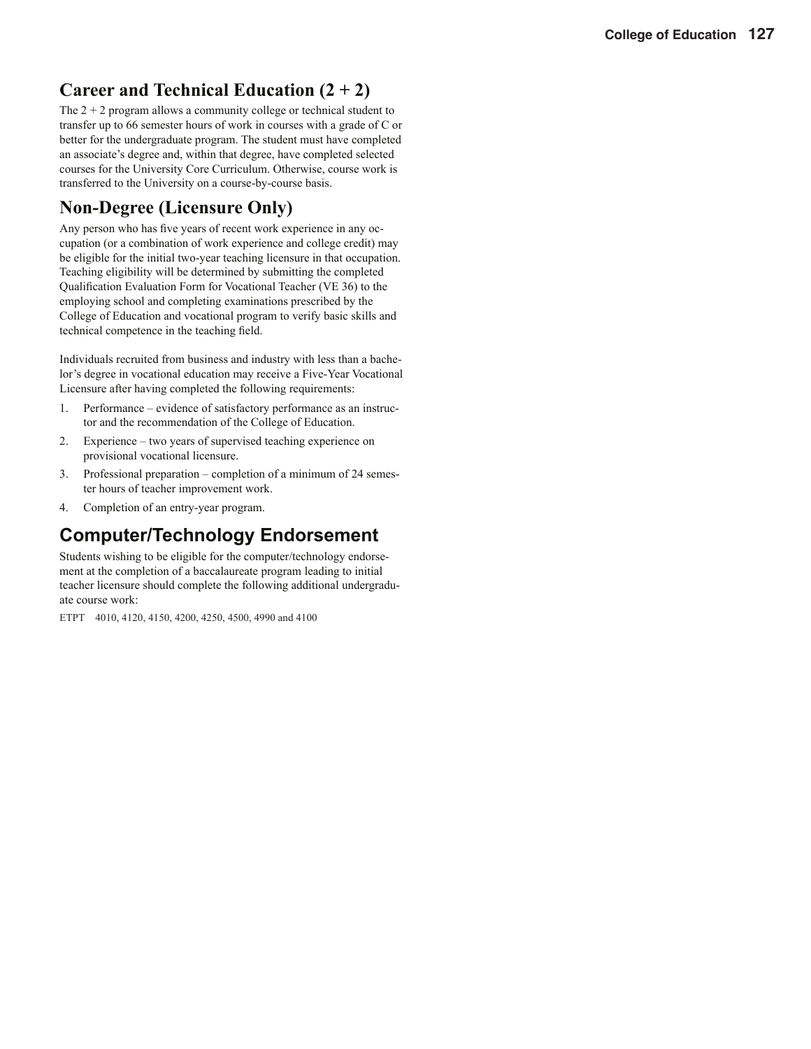## Career and Technical Education (2 + 2)

The 2 + 2 program allows a community college or technical student to transfer up to 66 semester hours of work in courses with a grade of C or better for the undergraduate program. The student must have completed an associate's degree and, within that degree, have completed selected courses for the University Core Curriculum. Otherwise, course work is transferred to the University on a course-by-course basis.

## Non-Degree (Licensure Only)

Any person who has five years of recent work experience in any occupation (or a combination of work experience and college credit) may be eligible for the initial two-year teaching licensure in that occupation. Teaching eligibility will be determined by submitting the completed Qualification Evaluation Form for Vocational Teacher (VE 36) to the employing school and completing examinations prescribed by the College of Education and vocational program to verify basic skills and technical competence in the teaching field.

Individuals recruited from business and industry with less than a bachelor's degree in vocational education may receive a Five-Year Vocational Licensure after having completed the following requirements:

1. Performance – evidence of satisfactory performance as an instructor and the recommendation of the College of Education.
2. Experience – two years of supervised teaching experience on provisional vocational licensure.
3. Professional preparation – completion of a minimum of 24 semester hours of teacher improvement work.
4. Completion of an entry-year program.

## Computer/Technology Endorsement

Students wishing to be eligible for the computer/technology endorsement at the completion of a baccalaureate program leading to initial teacher licensure should complete the following additional undergraduate course work:

ETPT 4010, 4120, 4150, 4200, 4250, 4500, 4990 and 4100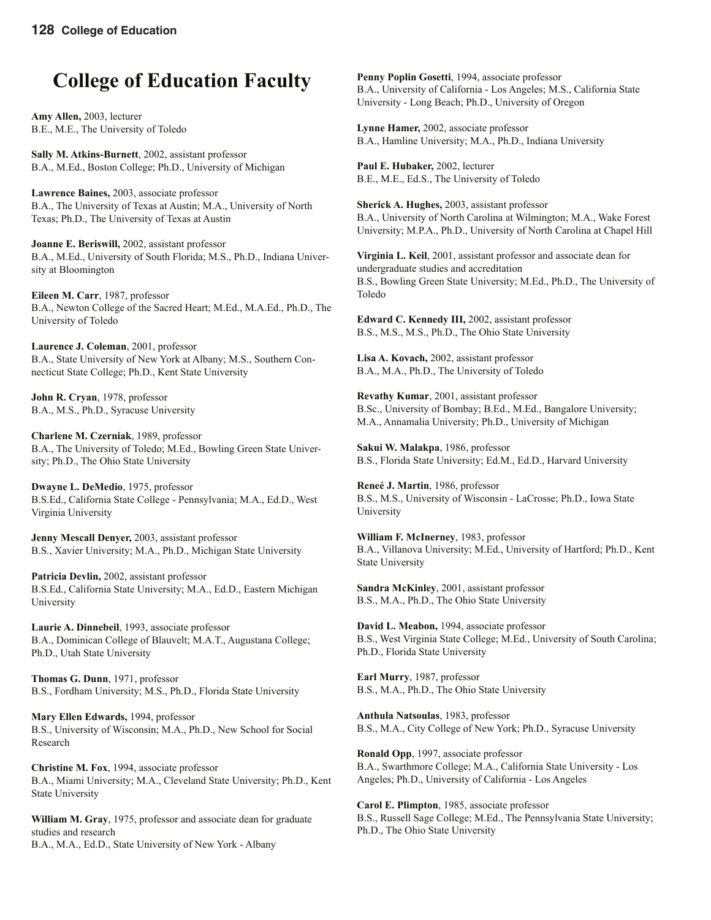# College of Education Faculty

**Amy Allen,** 2003, lecturer
B.E., M.E., The University of Toledo

**Sally M. Atkins-Burnett**, 2002, assistant professor
B.A., M.Ed., Boston College; Ph.D., University of Michigan

**Lawrence Baines,** 2003, associate professor
B.A., The University of Texas at Austin; M.A., University of North Texas; Ph.D., The University of Texas at Austin

**Joanne E. Beriswill,** 2002, assistant professor
B.A., M.Ed., University of South Florida; M.S., Ph.D., Indiana University at Bloomington

**Eileen M. Carr**, 1987, professor
B.A., Newton College of the Sacred Heart; M.Ed., M.A.Ed., Ph.D., The University of Toledo

**Laurence J. Coleman**, 2001, professor
B.A., State University of New York at Albany; M.S., Southern Connecticut State College; Ph.D., Kent State University

**John R. Cryan**, 1978, professor
B.A., M.S., Ph.D., Syracuse University

**Charlene M. Czerniak**, 1989, professor
B.A., The University of Toledo; M.Ed., Bowling Green State University; Ph.D., The Ohio State University

**Dwayne L. DeMedio**, 1975, professor
B.S.Ed., California State College - Pennsylvania; M.A., Ed.D., West Virginia University

**Jenny Mescall Denyer,** 2003, assistant professor
B.S., Xavier University; M.A., Ph.D., Michigan State University

**Patricia Devlin,** 2002, assistant professor
B.S.Ed., California State University; M.A., Ed.D., Eastern Michigan University

**Laurie A. Dinnebeil**, 1993, associate professor
B.A., Dominican College of Blauvelt; M.A.T., Augustana College; Ph.D., Utah State University

**Thomas G. Dunn**, 1971, professor
B.S., Fordham University; M.S., Ph.D., Florida State University

**Mary Ellen Edwards,** 1994, professor
B.S., University of Wisconsin; M.A., Ph.D., New School for Social Research

**Christine M. Fox**, 1994, associate professor
B.A., Miami University; M.A., Cleveland State University; Ph.D., Kent State University

**William M. Gray**, 1975, professor and associate dean for graduate studies and research
B.A., M.A., Ed.D., State University of New York - Albany

**Penny Poplin Gosetti**, 1994, associate professor
B.A., University of California - Los Angeles; M.S., California State University - Long Beach; Ph.D., University of Oregon

**Lynne Hamer,** 2002, associate professor
B.A., Hamline University; M.A., Ph.D., Indiana University

**Paul E. Hubaker,** 2002, lecturer
B.E., M.E., Ed.S., The University of Toledo

**Sherick A. Hughes,** 2003, assistant professor
B.A., University of North Carolina at Wilmington; M.A., Wake Forest University; M.P.A., Ph.D., University of North Carolina at Chapel Hill

**Virginia L. Keil**, 2001, assistant professor and associate dean for undergraduate studies and accreditation
B.S., Bowling Green State University; M.Ed., Ph.D., The University of Toledo

**Edward C. Kennedy III,** 2002, assistant professor
B.S., M.S., M.S., Ph.D., The Ohio State University

**Lisa A. Kovach,** 2002, assistant professor
B.A., M.A., Ph.D., The University of Toledo

**Revathy Kumar**, 2001, assistant professor
B.Sc., University of Bombay; B.Ed., M.Ed., Bangalore University; M.A., Annamalia University; Ph.D., University of Michigan

**Sakui W. Malakpa**, 1986, professor
B.S., Florida State University; Ed.M., Ed.D., Harvard University

**Reneé J. Martin**, 1986, professor
B.S., M.S., University of Wisconsin - LaCrosse; Ph.D., Iowa State University

**William F. McInerney**, 1983, professor
B.A., Villanova University; M.Ed., University of Hartford; Ph.D., Kent State University

**Sandra McKinley**, 2001, assistant professor
B.S., M.A., Ph.D., The Ohio State University

**David L. Meabon,** 1994, associate professor
B.S., West Virginia State College; M.Ed., University of South Carolina; Ph.D., Florida State University

**Earl Murry**, 1987, professor
B.S., M.A., Ph.D., The Ohio State University

**Anthula Natsoulas**, 1983, professor
B.S., M.A., City College of New York; Ph.D., Syracuse University

**Ronald Opp**, 1997, associate professor
B.A., Swarthmore College; M.A., California State University - Los Angeles; Ph.D., University of California - Los Angeles

**Carol E. Plimpton**, 1985, associate professor
B.S., Russell Sage College; M.Ed., The Pennsylvania State University; Ph.D., The Ohio State University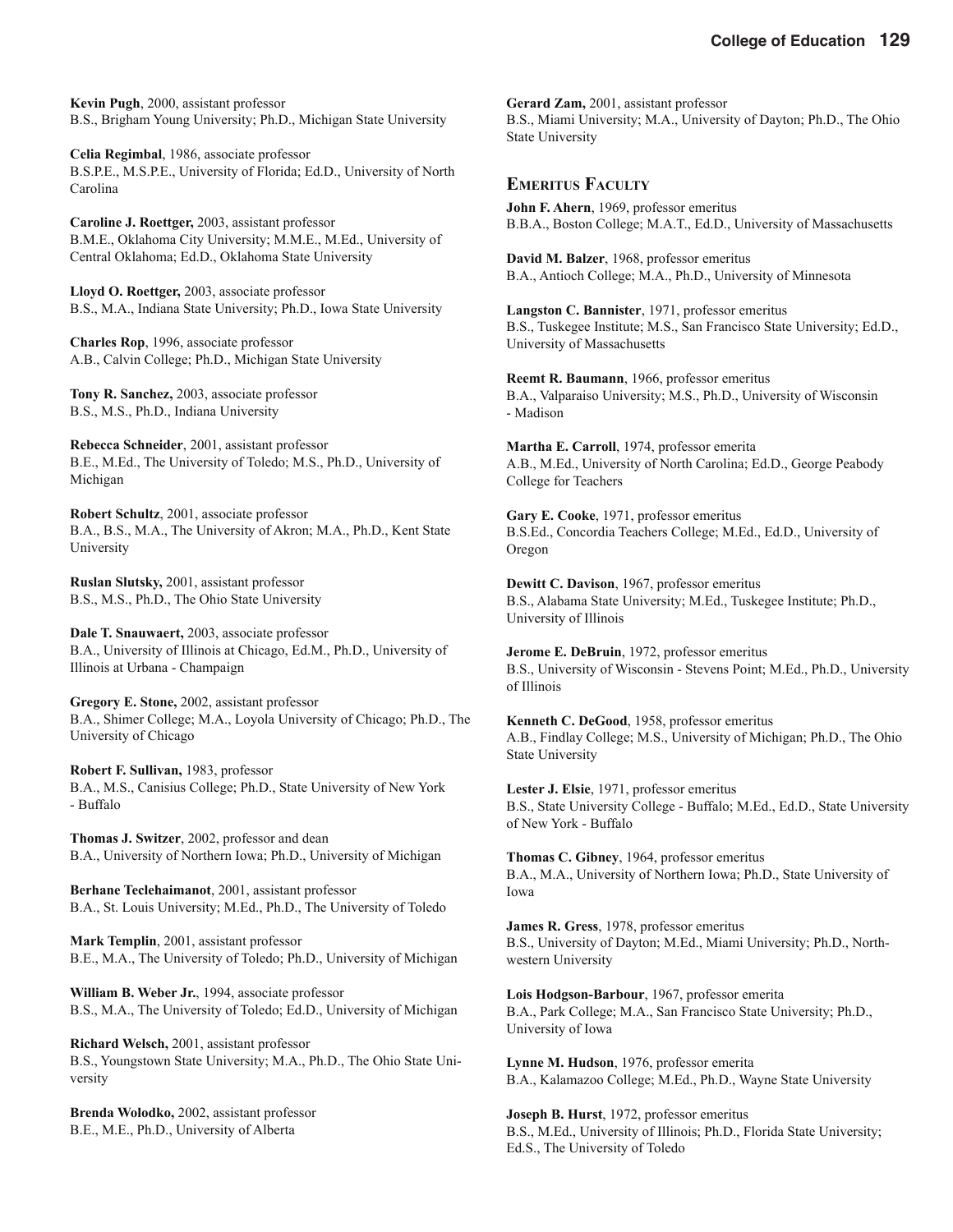**Kevin Pugh**, 2000, assistant professor
B.S., Brigham Young University; Ph.D., Michigan State University

**Celia Regimbal**, 1986, associate professor
B.S.P.E., M.S.P.E., University of Florida; Ed.D., University of North Carolina

**Caroline J. Roettger,** 2003, assistant professor
B.M.E., Oklahoma City University; M.M.E., M.Ed., University of Central Oklahoma; Ed.D., Oklahoma State University

**Lloyd O. Roettger,** 2003, associate professor
B.S., M.A., Indiana State University; Ph.D., Iowa State University

**Charles Rop**, 1996, associate professor
A.B., Calvin College; Ph.D., Michigan State University

**Tony R. Sanchez,** 2003, associate professor
B.S., M.S., Ph.D., Indiana University

**Rebecca Schneider**, 2001, assistant professor
B.E., M.Ed., The University of Toledo; M.S., Ph.D., University of Michigan

**Robert Schultz**, 2001, associate professor
B.A., B.S., M.A., The University of Akron; M.A., Ph.D., Kent State University

**Ruslan Slutsky,** 2001, assistant professor
B.S., M.S., Ph.D., The Ohio State University

**Dale T. Snauwaert,** 2003, associate professor
B.A., University of Illinois at Chicago, Ed.M., Ph.D., University of Illinois at Urbana - Champaign

**Gregory E. Stone,** 2002, assistant professor
B.A., Shimer College; M.A., Loyola University of Chicago; Ph.D., The University of Chicago

**Robert F. Sullivan,** 1983, professor
B.A., M.S., Canisius College; Ph.D., State University of New York - Buffalo

**Thomas J. Switzer**, 2002, professor and dean
B.A., University of Northern Iowa; Ph.D., University of Michigan

**Berhane Teclehaimanot**, 2001, assistant professor
B.A., St. Louis University; M.Ed., Ph.D., The University of Toledo

**Mark Templin**, 2001, assistant professor
B.E., M.A., The University of Toledo; Ph.D., University of Michigan

**William B. Weber Jr.**, 1994, associate professor
B.S., M.A., The University of Toledo; Ed.D., University of Michigan

**Richard Welsch,** 2001, assistant professor
B.S., Youngstown State University; M.A., Ph.D., The Ohio State University

**Brenda Wolodko,** 2002, assistant professor
B.E., M.E., Ph.D., University of Alberta

**Gerard Zam,** 2001, assistant professor
B.S., Miami University; M.A., University of Dayton; Ph.D., The Ohio State University

## Emeritus Faculty

**John F. Ahern**, 1969, professor emeritus
B.B.A., Boston College; M.A.T., Ed.D., University of Massachusetts

**David M. Balzer**, 1968, professor emeritus
B.A., Antioch College; M.A., Ph.D., University of Minnesota

**Langston C. Bannister**, 1971, professor emeritus
B.S., Tuskegee Institute; M.S., San Francisco State University; Ed.D., University of Massachusetts

**Reemt R. Baumann**, 1966, professor emeritus
B.A., Valparaiso University; M.S., Ph.D., University of Wisconsin - Madison

**Martha E. Carroll**, 1974, professor emerita
A.B., M.Ed., University of North Carolina; Ed.D., George Peabody College for Teachers

**Gary E. Cooke**, 1971, professor emeritus
B.S.Ed., Concordia Teachers College; M.Ed., Ed.D., University of Oregon

**Dewitt C. Davison**, 1967, professor emeritus
B.S., Alabama State University; M.Ed., Tuskegee Institute; Ph.D., University of Illinois

**Jerome E. DeBruin**, 1972, professor emeritus
B.S., University of Wisconsin - Stevens Point; M.Ed., Ph.D., University of Illinois

**Kenneth C. DeGood**, 1958, professor emeritus
A.B., Findlay College; M.S., University of Michigan; Ph.D., The Ohio State University

**Lester J. Elsie**, 1971, professor emeritus
B.S., State University College - Buffalo; M.Ed., Ed.D., State University of New York - Buffalo

**Thomas C. Gibney**, 1964, professor emeritus
B.A., M.A., University of Northern Iowa; Ph.D., State University of Iowa

**James R. Gress**, 1978, professor emeritus
B.S., University of Dayton; M.Ed., Miami University; Ph.D., Northwestern University

**Lois Hodgson-Barbour**, 1967, professor emerita
B.A., Park College; M.A., San Francisco State University; Ph.D., University of Iowa

**Lynne M. Hudson**, 1976, professor emerita
B.A., Kalamazoo College; M.Ed., Ph.D., Wayne State University

**Joseph B. Hurst**, 1972, professor emeritus
B.S., M.Ed., University of Illinois; Ph.D., Florida State University; Ed.S., The University of Toledo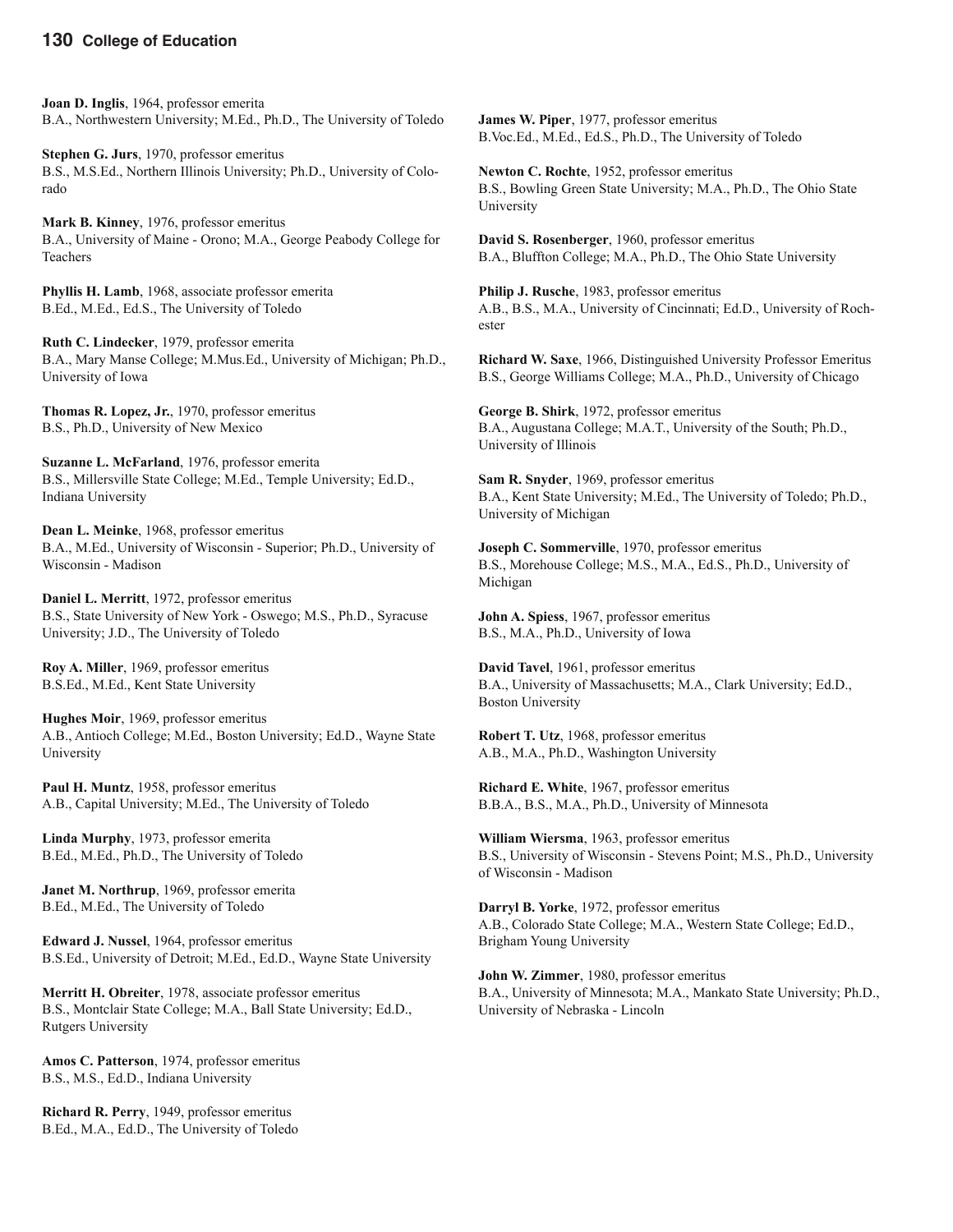**Joan D. Inglis**, 1964, professor emerita
B.A., Northwestern University; M.Ed., Ph.D., The University of Toledo

**Stephen G. Jurs**, 1970, professor emeritus
B.S., M.S.Ed., Northern Illinois University; Ph.D., University of Colorado

**Mark B. Kinney**, 1976, professor emeritus
B.A., University of Maine - Orono; M.A., George Peabody College for Teachers

**Phyllis H. Lamb**, 1968, associate professor emerita
B.Ed., M.Ed., Ed.S., The University of Toledo

**Ruth C. Lindecker**, 1979, professor emerita
B.A., Mary Manse College; M.Mus.Ed., University of Michigan; Ph.D., University of Iowa

**Thomas R. Lopez, Jr.**, 1970, professor emeritus
B.S., Ph.D., University of New Mexico

**Suzanne L. McFarland**, 1976, professor emerita
B.S., Millersville State College; M.Ed., Temple University; Ed.D., Indiana University

**Dean L. Meinke**, 1968, professor emeritus
B.A., M.Ed., University of Wisconsin - Superior; Ph.D., University of Wisconsin - Madison

**Daniel L. Merritt**, 1972, professor emeritus
B.S., State University of New York - Oswego; M.S., Ph.D., Syracuse University; J.D., The University of Toledo

**Roy A. Miller**, 1969, professor emeritus
B.S.Ed., M.Ed., Kent State University

**Hughes Moir**, 1969, professor emeritus
A.B., Antioch College; M.Ed., Boston University; Ed.D., Wayne State University

**Paul H. Muntz**, 1958, professor emeritus
A.B., Capital University; M.Ed., The University of Toledo

**Linda Murphy**, 1973, professor emerita
B.Ed., M.Ed., Ph.D., The University of Toledo

**Janet M. Northrup**, 1969, professor emerita
B.Ed., M.Ed., The University of Toledo

**Edward J. Nussel**, 1964, professor emeritus
B.S.Ed., University of Detroit; M.Ed., Ed.D., Wayne State University

**Merritt H. Obreiter**, 1978, associate professor emeritus
B.S., Montclair State College; M.A., Ball State University; Ed.D., Rutgers University

**Amos C. Patterson**, 1974, professor emeritus
B.S., M.S., Ed.D., Indiana University

**Richard R. Perry**, 1949, professor emeritus
B.Ed., M.A., Ed.D., The University of Toledo

**James W. Piper**, 1977, professor emeritus
B.Voc.Ed., M.Ed., Ed.S., Ph.D., The University of Toledo

**Newton C. Rochte**, 1952, professor emeritus
B.S., Bowling Green State University; M.A., Ph.D., The Ohio State University

**David S. Rosenberger**, 1960, professor emeritus
B.A., Bluffton College; M.A., Ph.D., The Ohio State University

**Philip J. Rusche**, 1983, professor emeritus
A.B., B.S., M.A., University of Cincinnati; Ed.D., University of Rochester

**Richard W. Saxe**, 1966, Distinguished University Professor Emeritus
B.S., George Williams College; M.A., Ph.D., University of Chicago

**George B. Shirk**, 1972, professor emeritus
B.A., Augustana College; M.A.T., University of the South; Ph.D., University of Illinois

**Sam R. Snyder**, 1969, professor emeritus
B.A., Kent State University; M.Ed., The University of Toledo; Ph.D., University of Michigan

**Joseph C. Sommerville**, 1970, professor emeritus
B.S., Morehouse College; M.S., M.A., Ed.S., Ph.D., University of Michigan

**John A. Spiess**, 1967, professor emeritus
B.S., M.A., Ph.D., University of Iowa

**David Tavel**, 1961, professor emeritus
B.A., University of Massachusetts; M.A., Clark University; Ed.D., Boston University

**Robert T. Utz**, 1968, professor emeritus
A.B., M.A., Ph.D., Washington University

**Richard E. White**, 1967, professor emeritus
B.B.A., B.S., M.A., Ph.D., University of Minnesota

**William Wiersma**, 1963, professor emeritus
B.S., University of Wisconsin - Stevens Point; M.S., Ph.D., University of Wisconsin - Madison

**Darryl B. Yorke**, 1972, professor emeritus
A.B., Colorado State College; M.A., Western State College; Ed.D., Brigham Young University

**John W. Zimmer**, 1980, professor emeritus
B.A., University of Minnesota; M.A., Mankato State University; Ph.D., University of Nebraska - Lincoln